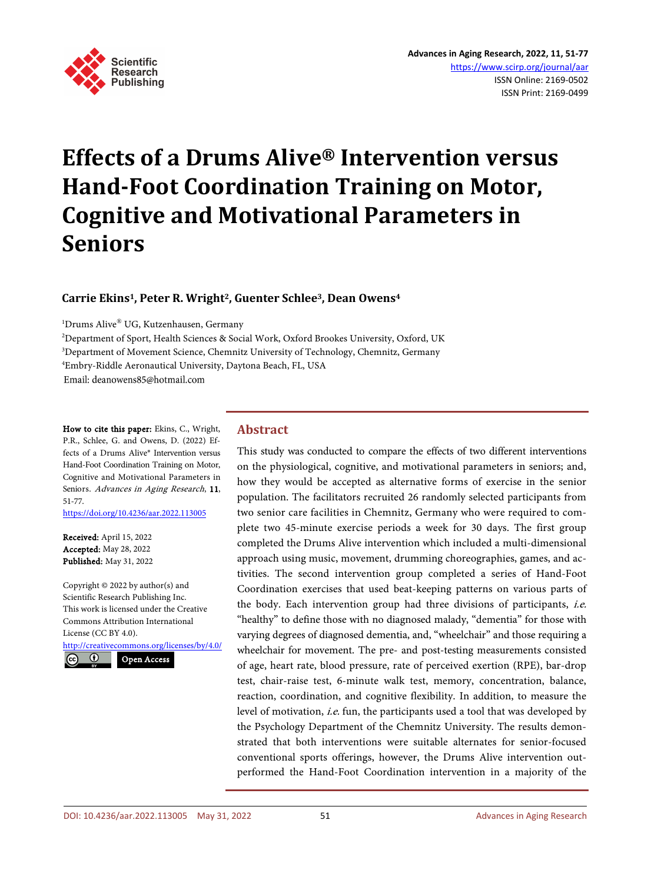# Effects of a Drums Alive® Intervention versus Hand-Foot Coordination Training on Motor, Cognitive and Motivational Parameters in Seniors

**Carrie Ekins[1], Peter R. Wright[2], Guenter Schlee[3], Dean Owens[4]**

[1]Drums Alive® UG, Kutzenhausen, Germany
[2]Department of Sport, Health Sciences & Social Work, Oxford Brookes University, Oxford, UK
[3]Department of Movement Science, Chemnitz University of Technology, Chemnitz, Germany
[4]Embry-Riddle Aeronautical University, Daytona Beach, FL, USA
Email: deanowens85@hotmail.com

**How to cite this paper:** Ekins, C., Wright, P.R., Schlee, G. and Owens, D. (2022) Effects of a Drums Alive® Intervention versus Hand-Foot Coordination Training on Motor, Cognitive and Motivational Parameters in Seniors. *Advances in Aging Research*, **11**, 51-77.
https://doi.org/10.4236/aar.2022.113005

**Received:** April 15, 2022
**Accepted:** May 28, 2022
**Published:** May 31, 2022

Copyright © 2022 by author(s) and Scientific Research Publishing Inc.
This work is licensed under the Creative Commons Attribution International License (CC BY 4.0).
http://creativecommons.org/licenses/by/4.0/

Open Access

## Abstract

This study was conducted to compare the effects of two different interventions on the physiological, cognitive, and motivational parameters in seniors; and, how they would be accepted as alternative forms of exercise in the senior population. The facilitators recruited 26 randomly selected participants from two senior care facilities in Chemnitz, Germany who were required to complete two 45-minute exercise periods a week for 30 days. The first group completed the Drums Alive intervention which included a multi-dimensional approach using music, movement, drumming choreographies, games, and activities. The second intervention group completed a series of Hand-Foot Coordination exercises that used beat-keeping patterns on various parts of the body. Each intervention group had three divisions of participants, *i.e.* "healthy" to define those with no diagnosed malady, "dementia" for those with varying degrees of diagnosed dementia, and, "wheelchair" and those requiring a wheelchair for movement. The pre- and post-testing measurements consisted of age, heart rate, blood pressure, rate of perceived exertion (RPE), bar-drop test, chair-raise test, 6-minute walk test, memory, concentration, balance, reaction, coordination, and cognitive flexibility. In addition, to measure the level of motivation, *i.e.* fun, the participants used a tool that was developed by the Psychology Department of the Chemnitz University. The results demonstrated that both interventions were suitable alternates for senior-focused conventional sports offerings, however, the Drums Alive intervention outperformed the Hand-Foot Coordination intervention in a majority of the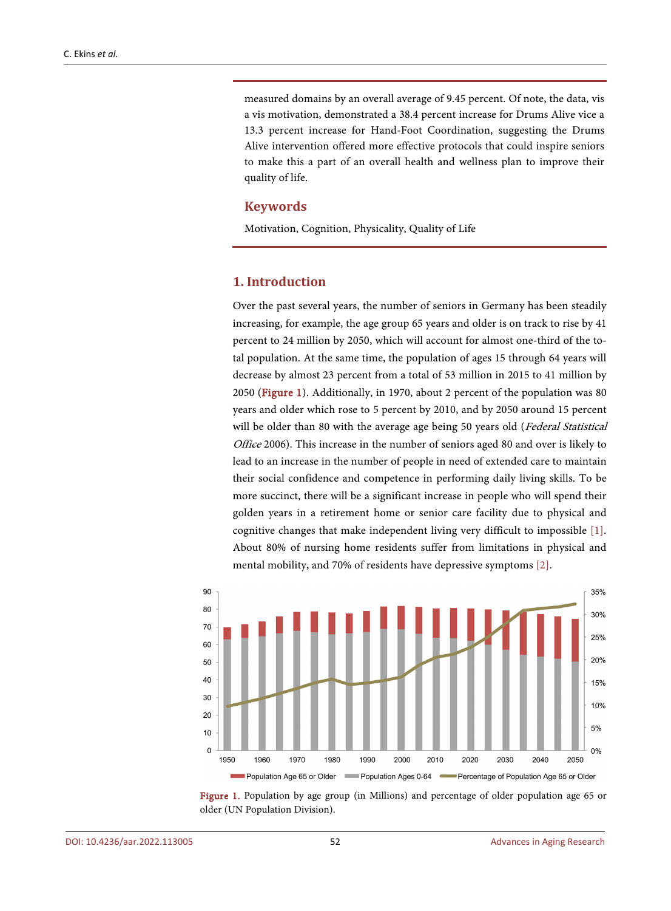measured domains by an overall average of 9.45 percent. Of note, the data, vis a vis motivation, demonstrated a 38.4 percent increase for Drums Alive vice a 13.3 percent increase for Hand-Foot Coordination, suggesting the Drums Alive intervention offered more effective protocols that could inspire seniors to make this a part of an overall health and wellness plan to improve their quality of life.

## Keywords

Motivation, Cognition, Physicality, Quality of Life

## 1. Introduction

Over the past several years, the number of seniors in Germany has been steadily increasing, for example, the age group 65 years and older is on track to rise by 41 percent to 24 million by 2050, which will account for almost one-third of the total population. At the same time, the population of ages 15 through 64 years will decrease by almost 23 percent from a total of 53 million in 2015 to 41 million by 2050 (**Figure 1**). Additionally, in 1970, about 2 percent of the population was 80 years and older which rose to 5 percent by 2010, and by 2050 around 15 percent will be older than 80 with the average age being 50 years old (*Federal Statistical Office* 2006). This increase in the number of seniors aged 80 and over is likely to lead to an increase in the number of people in need of extended care to maintain their social confidence and competence in performing daily living skills. To be more succinct, there will be a significant increase in people who will spend their golden years in a retirement home or senior care facility due to physical and cognitive changes that make independent living very difficult to impossible [1]. About 80% of nursing home residents suffer from limitations in physical and mental mobility, and 70% of residents have depressive symptoms [2].

90
80
70
60
50
40
30
20
10
0

35%
30%
25%
20%
15%
10%
5%
0%

1950 1960 1970 1980 1990 2000 2010 2020 2030 2040 2050

Population Age 65 or Older
Population Ages 0-64
Percentage of Population Age 65 or Older

**Figure 1.** Population by age group (in Millions) and percentage of older population age 65 or older (UN Population Division).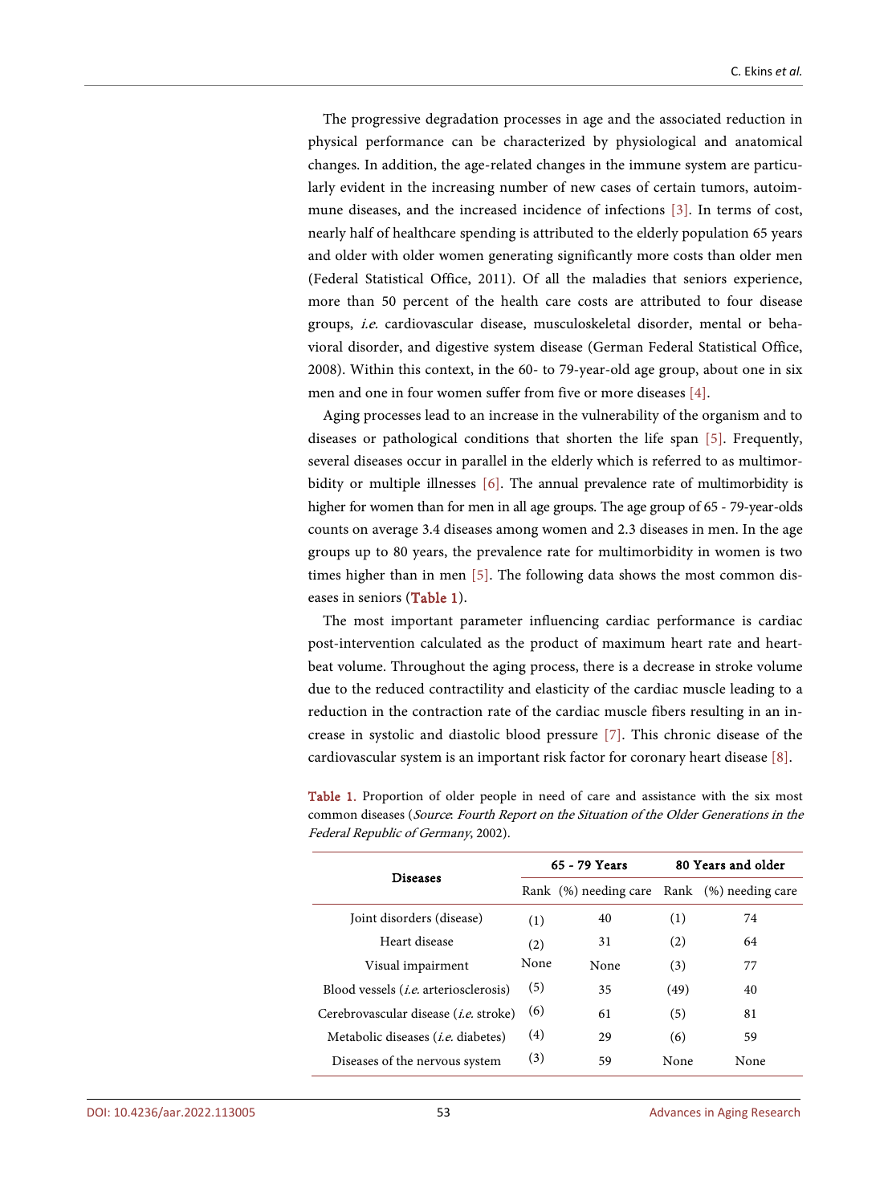The progressive degradation processes in age and the associated reduction in physical performance can be characterized by physiological and anatomical changes. In addition, the age-related changes in the immune system are particularly evident in the increasing number of new cases of certain tumors, autoimmune diseases, and the increased incidence of infections [3]. In terms of cost, nearly half of healthcare spending is attributed to the elderly population 65 years and older with older women generating significantly more costs than older men (Federal Statistical Office, 2011). Of all the maladies that seniors experience, more than 50 percent of the health care costs are attributed to four disease groups, *i.e.* cardiovascular disease, musculoskeletal disorder, mental or behavioral disorder, and digestive system disease (German Federal Statistical Office, 2008). Within this context, in the 60- to 79-year-old age group, about one in six men and one in four women suffer from five or more diseases [4].

Aging processes lead to an increase in the vulnerability of the organism and to diseases or pathological conditions that shorten the life span [5]. Frequently, several diseases occur in parallel in the elderly which is referred to as multimorbidity or multiple illnesses [6]. The annual prevalence rate of multimorbidity is higher for women than for men in all age groups. The age group of 65 - 79-year-olds counts on average 3.4 diseases among women and 2.3 diseases in men. In the age groups up to 80 years, the prevalence rate for multimorbidity in women is two times higher than in men [5]. The following data shows the most common diseases in seniors (Table 1).

The most important parameter influencing cardiac performance is cardiac post-intervention calculated as the product of maximum heart rate and heartbeat volume. Throughout the aging process, there is a decrease in stroke volume due to the reduced contractility and elasticity of the cardiac muscle leading to a reduction in the contraction rate of the cardiac muscle fibers resulting in an increase in systolic and diastolic blood pressure [7]. This chronic disease of the cardiovascular system is an important risk factor for coronary heart disease [8].

Table 1. Proportion of older people in need of care and assistance with the six most common diseases (*Source*: *Fourth Report on the Situation of the Older Generations in the Federal Republic of Germany*, 2002).

| Diseases | 65 - 79 Years | | 80 Years and older | |
|---|---|---|---|---|
| | Rank | (%) needing care | Rank | (%) needing care |
| Joint disorders (disease) | (1) | 40 | (1) | 74 |
| Heart disease | (2) | 31 | (2) | 64 |
| Visual impairment | None | None | (3) | 77 |
| Blood vessels (*i.e.* arteriosclerosis) | (5) | 35 | (49) | 40 |
| Cerebrovascular disease (*i.e.* stroke) | (6) | 61 | (5) | 81 |
| Metabolic diseases (*i.e.* diabetes) | (4) | 29 | (6) | 59 |
| Diseases of the nervous system | (3) | 59 | None | None |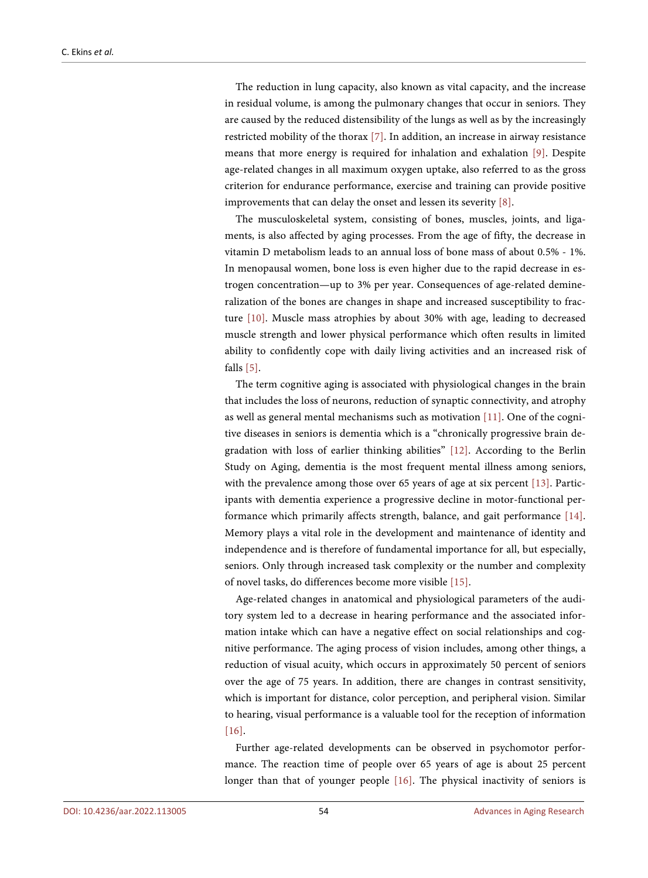The reduction in lung capacity, also known as vital capacity, and the increase in residual volume, is among the pulmonary changes that occur in seniors. They are caused by the reduced distensibility of the lungs as well as by the increasingly restricted mobility of the thorax [7]. In addition, an increase in airway resistance means that more energy is required for inhalation and exhalation [9]. Despite age-related changes in all maximum oxygen uptake, also referred to as the gross criterion for endurance performance, exercise and training can provide positive improvements that can delay the onset and lessen its severity [8].

The musculoskeletal system, consisting of bones, muscles, joints, and ligaments, is also affected by aging processes. From the age of fifty, the decrease in vitamin D metabolism leads to an annual loss of bone mass of about 0.5% - 1%. In menopausal women, bone loss is even higher due to the rapid decrease in estrogen concentration—up to 3% per year. Consequences of age-related demineralization of the bones are changes in shape and increased susceptibility to fracture [10]. Muscle mass atrophies by about 30% with age, leading to decreased muscle strength and lower physical performance which often results in limited ability to confidently cope with daily living activities and an increased risk of falls [5].

The term cognitive aging is associated with physiological changes in the brain that includes the loss of neurons, reduction of synaptic connectivity, and atrophy as well as general mental mechanisms such as motivation [11]. One of the cognitive diseases in seniors is dementia which is a "chronically progressive brain degradation with loss of earlier thinking abilities" [12]. According to the Berlin Study on Aging, dementia is the most frequent mental illness among seniors, with the prevalence among those over 65 years of age at six percent [13]. Participants with dementia experience a progressive decline in motor-functional performance which primarily affects strength, balance, and gait performance [14]. Memory plays a vital role in the development and maintenance of identity and independence and is therefore of fundamental importance for all, but especially, seniors. Only through increased task complexity or the number and complexity of novel tasks, do differences become more visible [15].

Age-related changes in anatomical and physiological parameters of the auditory system led to a decrease in hearing performance and the associated information intake which can have a negative effect on social relationships and cognitive performance. The aging process of vision includes, among other things, a reduction of visual acuity, which occurs in approximately 50 percent of seniors over the age of 75 years. In addition, there are changes in contrast sensitivity, which is important for distance, color perception, and peripheral vision. Similar to hearing, visual performance is a valuable tool for the reception of information [16].

Further age-related developments can be observed in psychomotor performance. The reaction time of people over 65 years of age is about 25 percent longer than that of younger people [16]. The physical inactivity of seniors is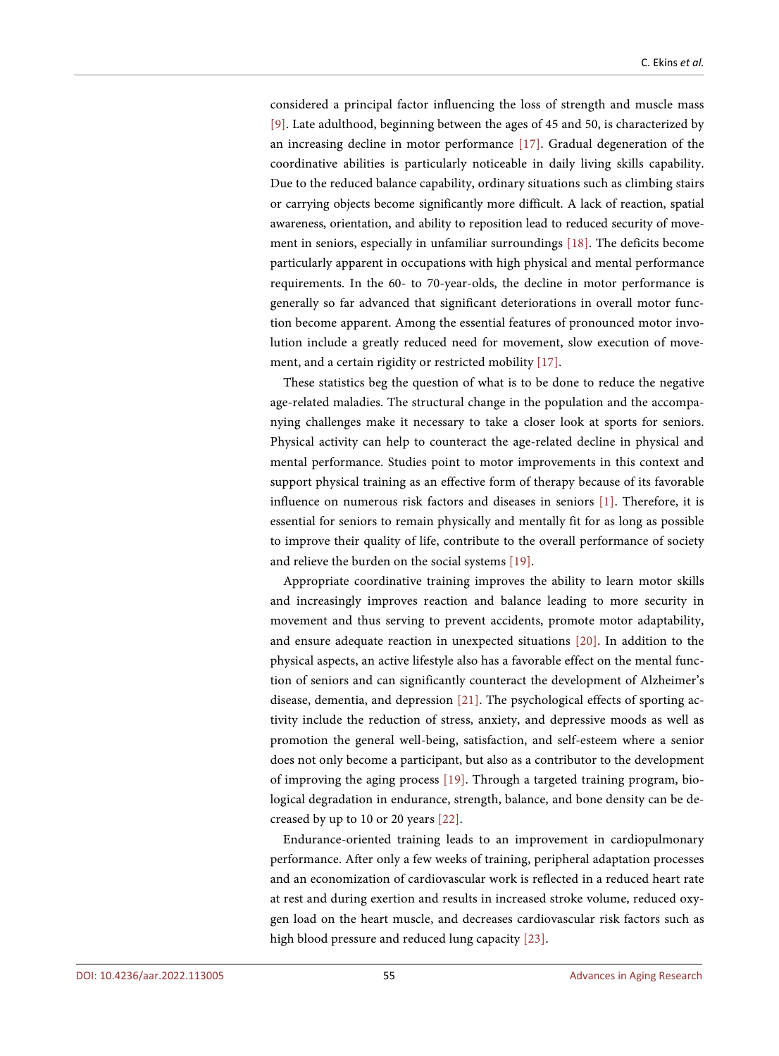considered a principal factor influencing the loss of strength and muscle mass [9]. Late adulthood, beginning between the ages of 45 and 50, is characterized by an increasing decline in motor performance [17]. Gradual degeneration of the coordinative abilities is particularly noticeable in daily living skills capability. Due to the reduced balance capability, ordinary situations such as climbing stairs or carrying objects become significantly more difficult. A lack of reaction, spatial awareness, orientation, and ability to reposition lead to reduced security of movement in seniors, especially in unfamiliar surroundings [18]. The deficits become particularly apparent in occupations with high physical and mental performance requirements. In the 60- to 70-year-olds, the decline in motor performance is generally so far advanced that significant deteriorations in overall motor function become apparent. Among the essential features of pronounced motor involution include a greatly reduced need for movement, slow execution of movement, and a certain rigidity or restricted mobility [17].

These statistics beg the question of what is to be done to reduce the negative age-related maladies. The structural change in the population and the accompanying challenges make it necessary to take a closer look at sports for seniors. Physical activity can help to counteract the age-related decline in physical and mental performance. Studies point to motor improvements in this context and support physical training as an effective form of therapy because of its favorable influence on numerous risk factors and diseases in seniors [1]. Therefore, it is essential for seniors to remain physically and mentally fit for as long as possible to improve their quality of life, contribute to the overall performance of society and relieve the burden on the social systems [19].

Appropriate coordinative training improves the ability to learn motor skills and increasingly improves reaction and balance leading to more security in movement and thus serving to prevent accidents, promote motor adaptability, and ensure adequate reaction in unexpected situations [20]. In addition to the physical aspects, an active lifestyle also has a favorable effect on the mental function of seniors and can significantly counteract the development of Alzheimer's disease, dementia, and depression [21]. The psychological effects of sporting activity include the reduction of stress, anxiety, and depressive moods as well as promotion the general well-being, satisfaction, and self-esteem where a senior does not only become a participant, but also as a contributor to the development of improving the aging process [19]. Through a targeted training program, biological degradation in endurance, strength, balance, and bone density can be decreased by up to 10 or 20 years [22].

Endurance-oriented training leads to an improvement in cardiopulmonary performance. After only a few weeks of training, peripheral adaptation processes and an economization of cardiovascular work is reflected in a reduced heart rate at rest and during exertion and results in increased stroke volume, reduced oxygen load on the heart muscle, and decreases cardiovascular risk factors such as high blood pressure and reduced lung capacity [23].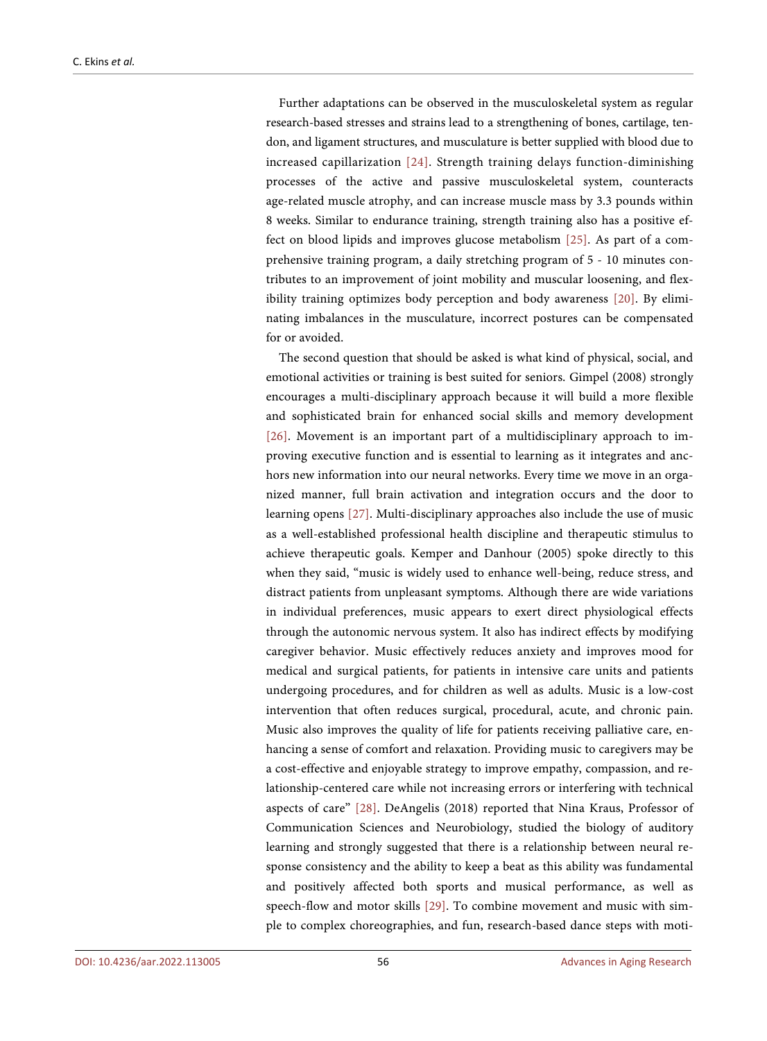Further adaptations can be observed in the musculoskeletal system as regular research-based stresses and strains lead to a strengthening of bones, cartilage, tendon, and ligament structures, and musculature is better supplied with blood due to increased capillarization [24]. Strength training delays function-diminishing processes of the active and passive musculoskeletal system, counteracts age-related muscle atrophy, and can increase muscle mass by 3.3 pounds within 8 weeks. Similar to endurance training, strength training also has a positive effect on blood lipids and improves glucose metabolism [25]. As part of a comprehensive training program, a daily stretching program of 5 - 10 minutes contributes to an improvement of joint mobility and muscular loosening, and flexibility training optimizes body perception and body awareness [20]. By eliminating imbalances in the musculature, incorrect postures can be compensated for or avoided.

The second question that should be asked is what kind of physical, social, and emotional activities or training is best suited for seniors. Gimpel (2008) strongly encourages a multi-disciplinary approach because it will build a more flexible and sophisticated brain for enhanced social skills and memory development [26]. Movement is an important part of a multidisciplinary approach to improving executive function and is essential to learning as it integrates and anchors new information into our neural networks. Every time we move in an organized manner, full brain activation and integration occurs and the door to learning opens [27]. Multi-disciplinary approaches also include the use of music as a well-established professional health discipline and therapeutic stimulus to achieve therapeutic goals. Kemper and Danhour (2005) spoke directly to this when they said, "music is widely used to enhance well-being, reduce stress, and distract patients from unpleasant symptoms. Although there are wide variations in individual preferences, music appears to exert direct physiological effects through the autonomic nervous system. It also has indirect effects by modifying caregiver behavior. Music effectively reduces anxiety and improves mood for medical and surgical patients, for patients in intensive care units and patients undergoing procedures, and for children as well as adults. Music is a low-cost intervention that often reduces surgical, procedural, acute, and chronic pain. Music also improves the quality of life for patients receiving palliative care, enhancing a sense of comfort and relaxation. Providing music to caregivers may be a cost-effective and enjoyable strategy to improve empathy, compassion, and relationship-centered care while not increasing errors or interfering with technical aspects of care" [28]. DeAngelis (2018) reported that Nina Kraus, Professor of Communication Sciences and Neurobiology, studied the biology of auditory learning and strongly suggested that there is a relationship between neural response consistency and the ability to keep a beat as this ability was fundamental and positively affected both sports and musical performance, as well as speech-flow and motor skills [29]. To combine movement and music with simple to complex choreographies, and fun, research-based dance steps with moti-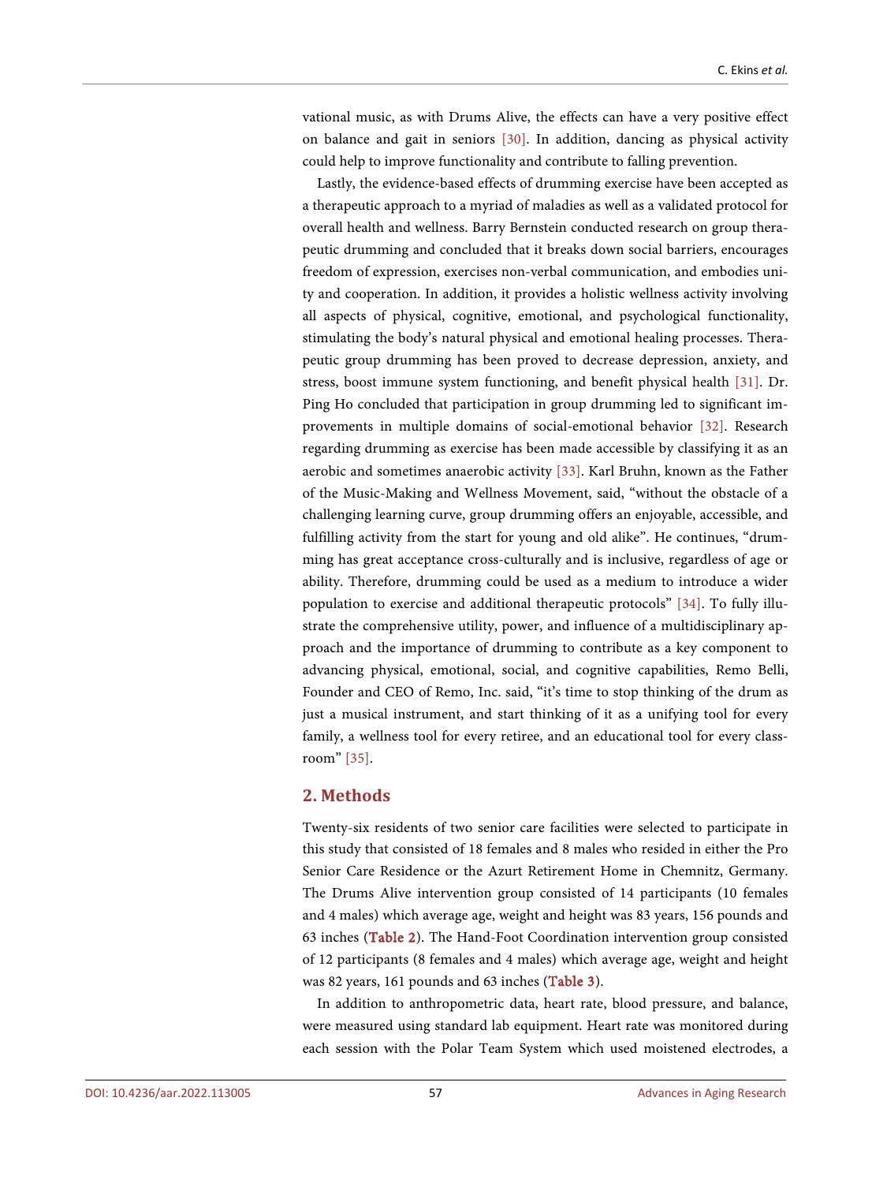vational music, as with Drums Alive, the effects can have a very positive effect on balance and gait in seniors [30]. In addition, dancing as physical activity could help to improve functionality and contribute to falling prevention.

Lastly, the evidence-based effects of drumming exercise have been accepted as a therapeutic approach to a myriad of maladies as well as a validated protocol for overall health and wellness. Barry Bernstein conducted research on group therapeutic drumming and concluded that it breaks down social barriers, encourages freedom of expression, exercises non-verbal communication, and embodies unity and cooperation. In addition, it provides a holistic wellness activity involving all aspects of physical, cognitive, emotional, and psychological functionality, stimulating the body's natural physical and emotional healing processes. Therapeutic group drumming has been proved to decrease depression, anxiety, and stress, boost immune system functioning, and benefit physical health [31]. Dr. Ping Ho concluded that participation in group drumming led to significant improvements in multiple domains of social-emotional behavior [32]. Research regarding drumming as exercise has been made accessible by classifying it as an aerobic and sometimes anaerobic activity [33]. Karl Bruhn, known as the Father of the Music-Making and Wellness Movement, said, "without the obstacle of a challenging learning curve, group drumming offers an enjoyable, accessible, and fulfilling activity from the start for young and old alike". He continues, "drumming has great acceptance cross-culturally and is inclusive, regardless of age or ability. Therefore, drumming could be used as a medium to introduce a wider population to exercise and additional therapeutic protocols" [34]. To fully illustrate the comprehensive utility, power, and influence of a multidisciplinary approach and the importance of drumming to contribute as a key component to advancing physical, emotional, social, and cognitive capabilities, Remo Belli, Founder and CEO of Remo, Inc. said, "it's time to stop thinking of the drum as just a musical instrument, and start thinking of it as a unifying tool for every family, a wellness tool for every retiree, and an educational tool for every classroom" [35].

## 2. Methods

Twenty-six residents of two senior care facilities were selected to participate in this study that consisted of 18 females and 8 males who resided in either the Pro Senior Care Residence or the Azurt Retirement Home in Chemnitz, Germany. The Drums Alive intervention group consisted of 14 participants (10 females and 4 males) which average age, weight and height was 83 years, 156 pounds and 63 inches (**Table 2**). The Hand-Foot Coordination intervention group consisted of 12 participants (8 females and 4 males) which average age, weight and height was 82 years, 161 pounds and 63 inches (**Table 3**).

In addition to anthropometric data, heart rate, blood pressure, and balance, were measured using standard lab equipment. Heart rate was monitored during each session with the Polar Team System which used moistened electrodes, a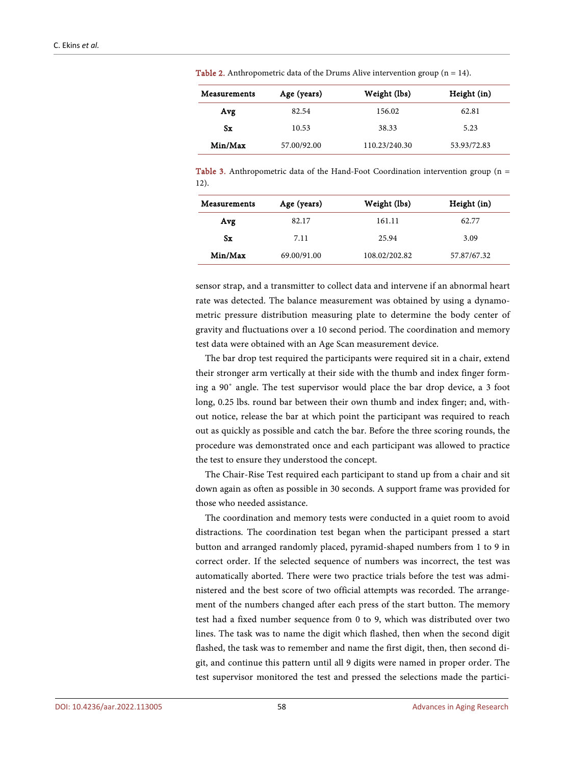Table 2. Anthropometric data of the Drums Alive intervention group (n = 14).

| Measurements | Age (years) | Weight (lbs) | Height (in) |
|---|---|---|---|
| **Avg** | 82.54 | 156.02 | 62.81 |
| **Sx** | 10.53 | 38.33 | 5.23 |
| **Min/Max** | 57.00/92.00 | 110.23/240.30 | 53.93/72.83 |

Table 3. Anthropometric data of the Hand-Foot Coordination intervention group (n = 12).

| Measurements | Age (years) | Weight (lbs) | Height (in) |
|---|---|---|---|
| **Avg** | 82.17 | 161.11 | 62.77 |
| **Sx** | 7.11 | 25.94 | 3.09 |
| **Min/Max** | 69.00/91.00 | 108.02/202.82 | 57.87/67.32 |

sensor strap, and a transmitter to collect data and intervene if an abnormal heart rate was detected. The balance measurement was obtained by using a dynamometric pressure distribution measuring plate to determine the body center of gravity and fluctuations over a 10 second period. The coordination and memory test data were obtained with an Age Scan measurement device.

The bar drop test required the participants were required sit in a chair, extend their stronger arm vertically at their side with the thumb and index finger forming a 90˚ angle. The test supervisor would place the bar drop device, a 3 foot long, 0.25 lbs. round bar between their own thumb and index finger; and, without notice, release the bar at which point the participant was required to reach out as quickly as possible and catch the bar. Before the three scoring rounds, the procedure was demonstrated once and each participant was allowed to practice the test to ensure they understood the concept.

The Chair-Rise Test required each participant to stand up from a chair and sit down again as often as possible in 30 seconds. A support frame was provided for those who needed assistance.

The coordination and memory tests were conducted in a quiet room to avoid distractions. The coordination test began when the participant pressed a start button and arranged randomly placed, pyramid-shaped numbers from 1 to 9 in correct order. If the selected sequence of numbers was incorrect, the test was automatically aborted. There were two practice trials before the test was administered and the best score of two official attempts was recorded. The arrangement of the numbers changed after each press of the start button. The memory test had a fixed number sequence from 0 to 9, which was distributed over two lines. The task was to name the digit which flashed, then when the second digit flashed, the task was to remember and name the first digit, then, then second digit, and continue this pattern until all 9 digits were named in proper order. The test supervisor monitored the test and pressed the selections made the partici-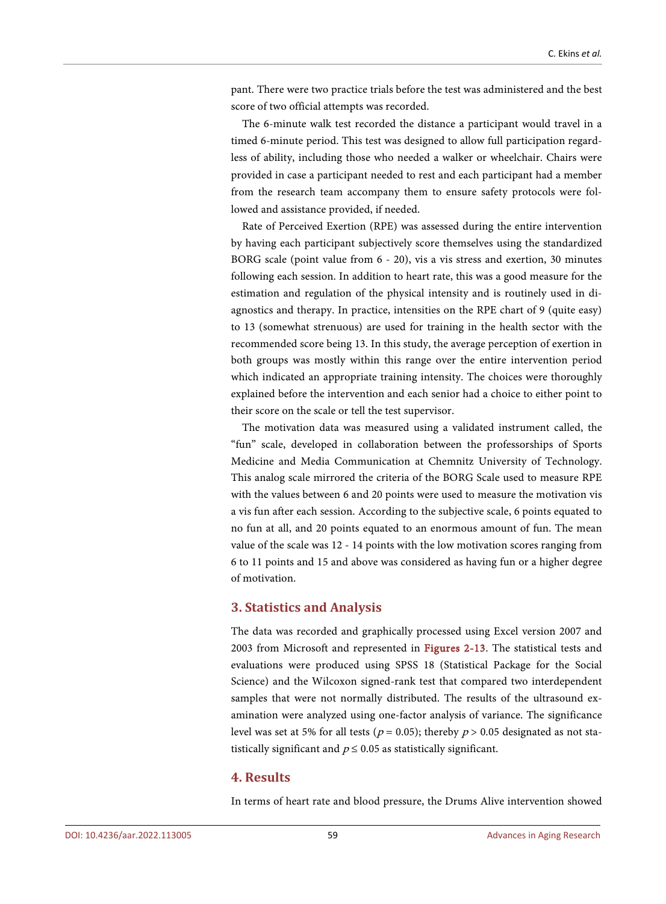pant. There were two practice trials before the test was administered and the best score of two official attempts was recorded.

The 6-minute walk test recorded the distance a participant would travel in a timed 6-minute period. This test was designed to allow full participation regardless of ability, including those who needed a walker or wheelchair. Chairs were provided in case a participant needed to rest and each participant had a member from the research team accompany them to ensure safety protocols were followed and assistance provided, if needed.

Rate of Perceived Exertion (RPE) was assessed during the entire intervention by having each participant subjectively score themselves using the standardized BORG scale (point value from 6 - 20), vis a vis stress and exertion, 30 minutes following each session. In addition to heart rate, this was a good measure for the estimation and regulation of the physical intensity and is routinely used in diagnostics and therapy. In practice, intensities on the RPE chart of 9 (quite easy) to 13 (somewhat strenuous) are used for training in the health sector with the recommended score being 13. In this study, the average perception of exertion in both groups was mostly within this range over the entire intervention period which indicated an appropriate training intensity. The choices were thoroughly explained before the intervention and each senior had a choice to either point to their score on the scale or tell the test supervisor.

The motivation data was measured using a validated instrument called, the "fun" scale, developed in collaboration between the professorships of Sports Medicine and Media Communication at Chemnitz University of Technology. This analog scale mirrored the criteria of the BORG Scale used to measure RPE with the values between 6 and 20 points were used to measure the motivation vis a vis fun after each session. According to the subjective scale, 6 points equated to no fun at all, and 20 points equated to an enormous amount of fun. The mean value of the scale was 12 - 14 points with the low motivation scores ranging from 6 to 11 points and 15 and above was considered as having fun or a higher degree of motivation.

## 3. Statistics and Analysis

The data was recorded and graphically processed using Excel version 2007 and 2003 from Microsoft and represented in **Figures 2-13**. The statistical tests and evaluations were produced using SPSS 18 (Statistical Package for the Social Science) and the Wilcoxon signed-rank test that compared two interdependent samples that were not normally distributed. The results of the ultrasound examination were analyzed using one-factor analysis of variance. The significance level was set at 5% for all tests ($p = 0.05$); thereby $p > 0.05$ designated as not statistically significant and $p \leq 0.05$ as statistically significant.

## 4. Results

In terms of heart rate and blood pressure, the Drums Alive intervention showed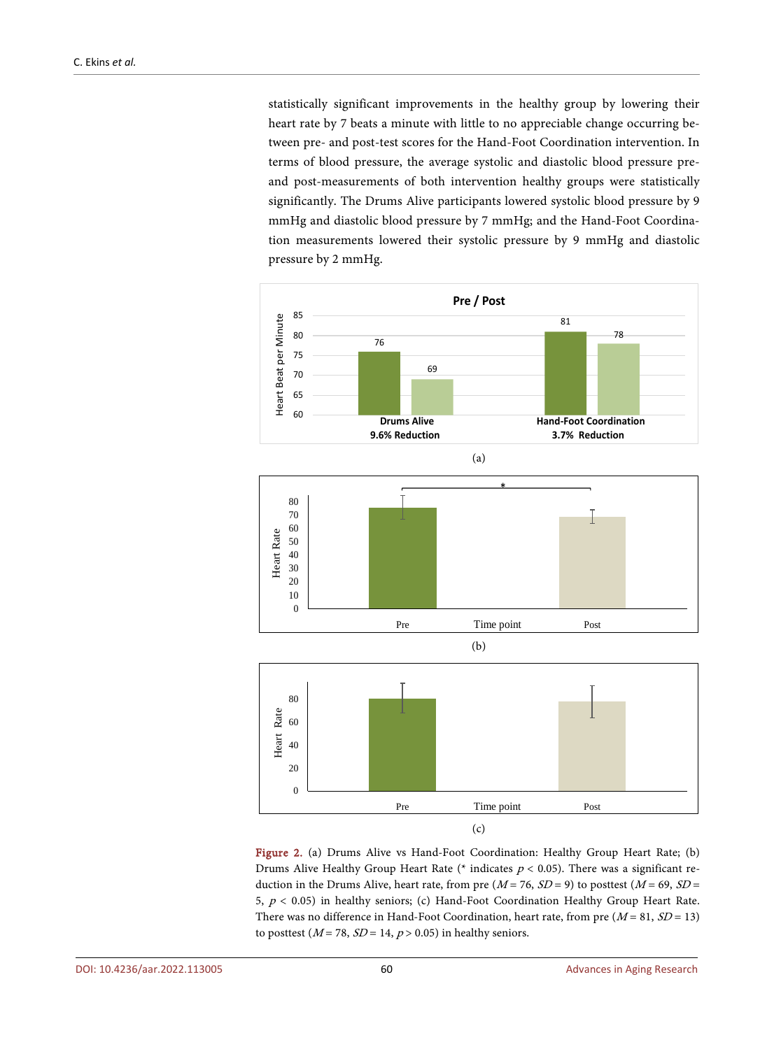statistically significant improvements in the healthy group by lowering their heart rate by 7 beats a minute with little to no appreciable change occurring between pre- and post-test scores for the Hand-Foot Coordination intervention. In terms of blood pressure, the average systolic and diastolic blood pressure pre- and post-measurements of both intervention healthy groups were statistically significantly. The Drums Alive participants lowered systolic blood pressure by 9 mmHg and diastolic blood pressure by 7 mmHg; and the Hand-Foot Coordination measurements lowered their systolic pressure by 9 mmHg and diastolic pressure by 2 mmHg.

(a)

(b)

(c)

**Figure 2.** (a) Drums Alive vs Hand-Foot Coordination: Healthy Group Heart Rate; (b) Drums Alive Healthy Group Heart Rate (* indicates $p < 0.05$). There was a significant reduction in the Drums Alive, heart rate, from pre ($M = 76$, $SD = 9$) to posttest ($M = 69$, $SD = 5$, $p < 0.05$) in healthy seniors; (c) Hand-Foot Coordination Healthy Group Heart Rate. There was no difference in Hand-Foot Coordination, heart rate, from pre ($M = 81$, $SD = 13$) to posttest ($M = 78$, $SD = 14$, $p > 0.05$) in healthy seniors.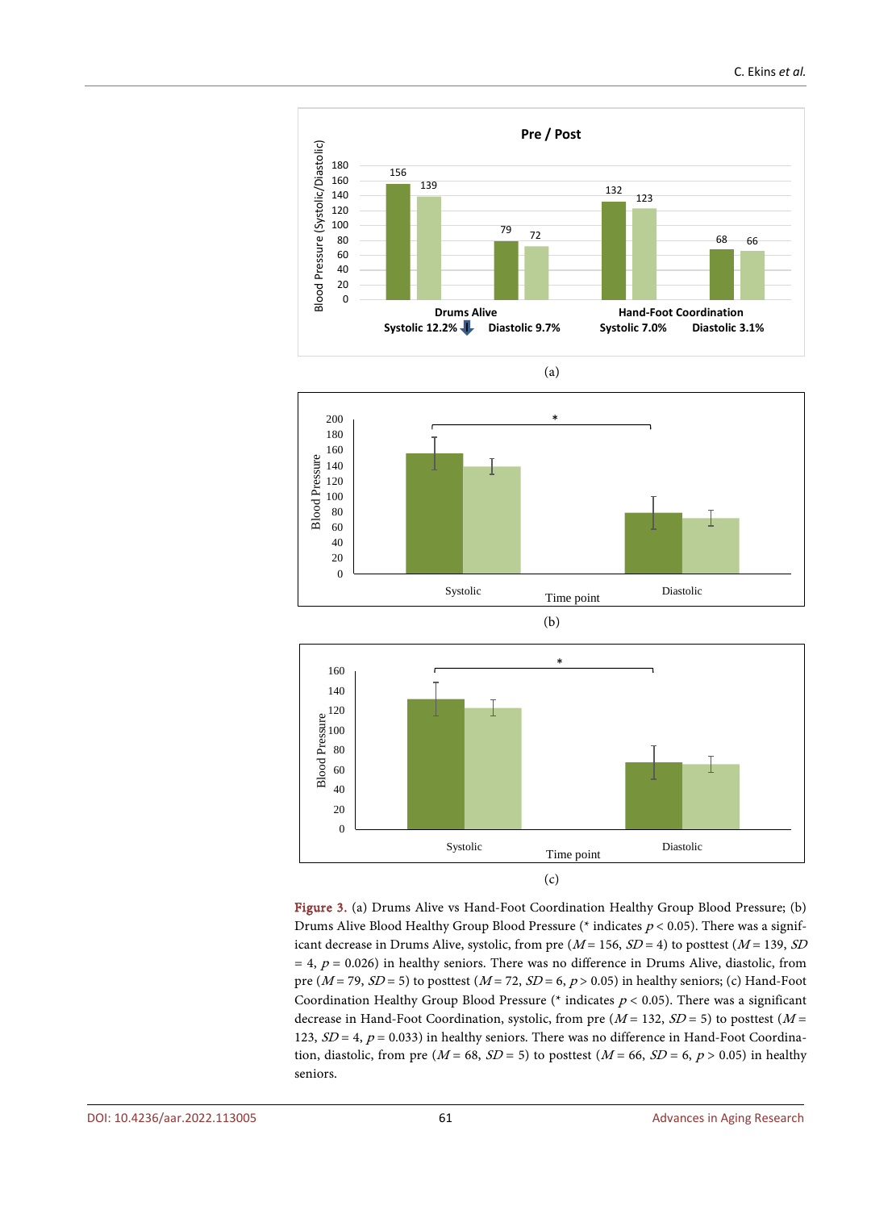Pre / Post

Blood Pressure (Systolic/Diastolic)

180
160
140
120
100
80
60
40
20
0

156
139
79
72
132
123
68
66

Drums Alive
Systolic 12.2% Diastolic 9.7%

Hand-Foot Coordination
Systolic 7.0% Diastolic 3.1%

(a)

Blood Pressure

200
180
160
140
120
100
80
60
40
20
0

*

Systolic
Time point
Diastolic

(b)

Blood Pressure

160
140
120
100
80
60
40
20
0

*

Systolic
Time point
Diastolic

(c)

Figure 3. (a) Drums Alive vs Hand-Foot Coordination Healthy Group Blood Pressure; (b) Drums Alive Blood Healthy Group Blood Pressure (* indicates $p < 0.05$). There was a significant decrease in Drums Alive, systolic, from pre ($M = 156$, $SD = 4$) to posttest ($M = 139$, $SD = 4$, $p = 0.026$) in healthy seniors. There was no difference in Drums Alive, diastolic, from pre ($M = 79$, $SD = 5$) to posttest ($M = 72$, $SD = 6$, $p > 0.05$) in healthy seniors; (c) Hand-Foot Coordination Healthy Group Blood Pressure (* indicates $p < 0.05$). There was a significant decrease in Hand-Foot Coordination, systolic, from pre ($M = 132$, $SD = 5$) to posttest ($M = 123$, $SD = 4$, $p = 0.033$) in healthy seniors. There was no difference in Hand-Foot Coordination, diastolic, from pre ($M = 68$, $SD = 5$) to posttest ($M = 66$, $SD = 6$, $p > 0.05$) in healthy seniors.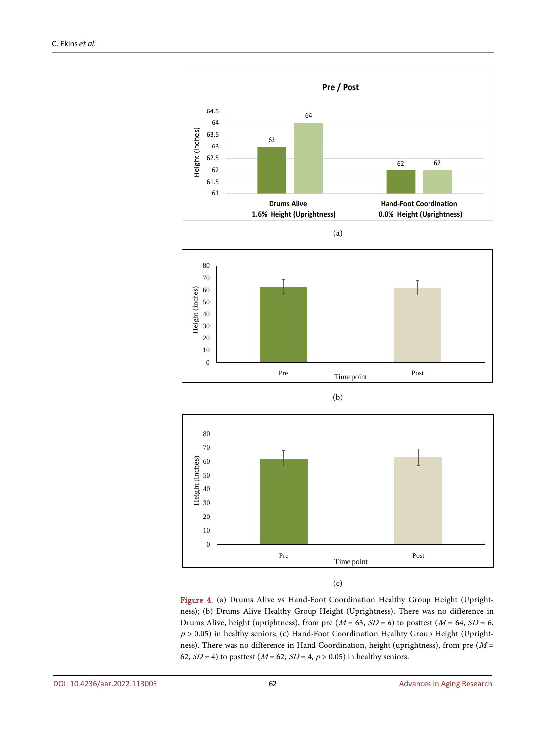Pre / Post

Height (inches)

64.5
64
63.5
63
62.5
62
61.5
61

63
64
62
62

Drums Alive
1.6% Height (Uprightness)

Hand-Foot Coordination
0.0% Height (Uprightness)

(a)

Height (inches)

80
70
60
50
40
30
20
10
0

Pre
Time point
Post

(b)

Height (inches)

80
70
60
50
40
30
20
10
0

Pre
Time point
Post

(c)

**Figure 4.** (a) Drums Alive vs Hand-Foot Coordination Healthy Group Height (Uprightness); (b) Drums Alive Healthy Group Height (Uprightness). There was no difference in Drums Alive, height (uprightness), from pre ($M = 63$, $SD = 6$) to posttest ($M = 64$, $SD = 6$, $p > 0.05$) in healthy seniors; (c) Hand-Foot Coordination Healhty Group Height (Uprightness). There was no difference in Hand Coordination, height (uprightness), from pre ($M = 62$, $SD = 4$) to posttest ($M = 62$, $SD = 4$, $p > 0.05$) in healthy seniors.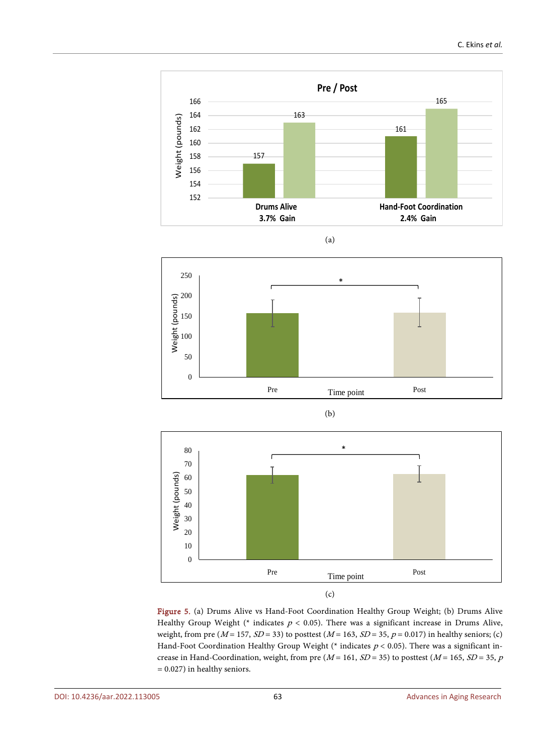Pre / Post

Weight (pounds)

166
164
162
160
158
156
154
152

157
163
161
165

Drums Alive
3.7% Gain

Hand-Foot Coordination
2.4% Gain

(a)

250
200
150
100
50
0

Weight (pounds)

*

Pre
Time point
Post

(b)

80
70
60
50
40
30
20
10
0

Weight (pounds)

*

Pre
Time point
Post

(c)

**Figure 5.** (a) Drums Alive vs Hand-Foot Coordination Healthy Group Weight; (b) Drums Alive Healthy Group Weight (* indicates $p < 0.05$). There was a significant increase in Drums Alive, weight, from pre ($M = 157$, $SD = 33$) to posttest ($M = 163$, $SD = 35$, $p = 0.017$) in healthy seniors; (c) Hand-Foot Coordination Healthy Group Weight (* indicates $p < 0.05$). There was a significant increase in Hand-Coordination, weight, from pre ($M = 161$, $SD = 35$) to posttest ($M = 165$, $SD = 35$, $p = 0.027$) in healthy seniors.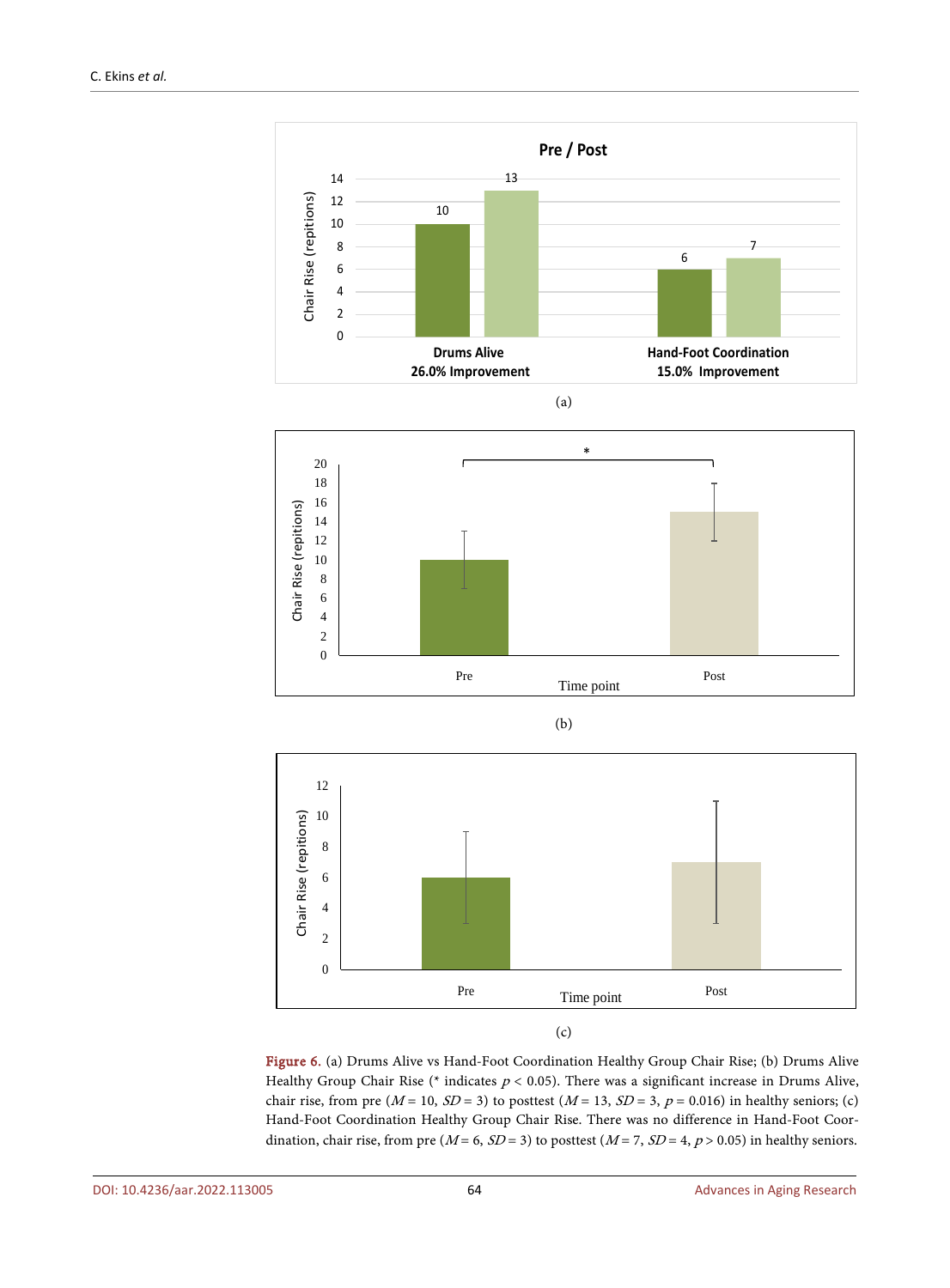Pre / Post

Chair Rise (repitions)

14
12
10
8
6
4
2
0

10
13
6
7

Drums Alive
26.0% Improvement

Hand-Foot Coordination
15.0% Improvement

(a)

*

Chair Rise (repitions)

20
18
16
14
12
10
8
6
4
2
0

Pre
Time point
Post

(b)

Chair Rise (repitions)

12
10
8
6
4
2
0

Pre
Time point
Post

(c)

Figure 6. (a) Drums Alive vs Hand-Foot Coordination Healthy Group Chair Rise; (b) Drums Alive Healthy Group Chair Rise (* indicates $p < 0.05$). There was a significant increase in Drums Alive, chair rise, from pre ($M = 10$, $SD = 3$) to posttest ($M = 13$, $SD = 3$, $p = 0.016$) in healthy seniors; (c) Hand-Foot Coordination Healthy Group Chair Rise. There was no difference in Hand-Foot Coordination, chair rise, from pre ($M = 6$, $SD = 3$) to posttest ($M = 7$, $SD = 4$, $p > 0.05$) in healthy seniors.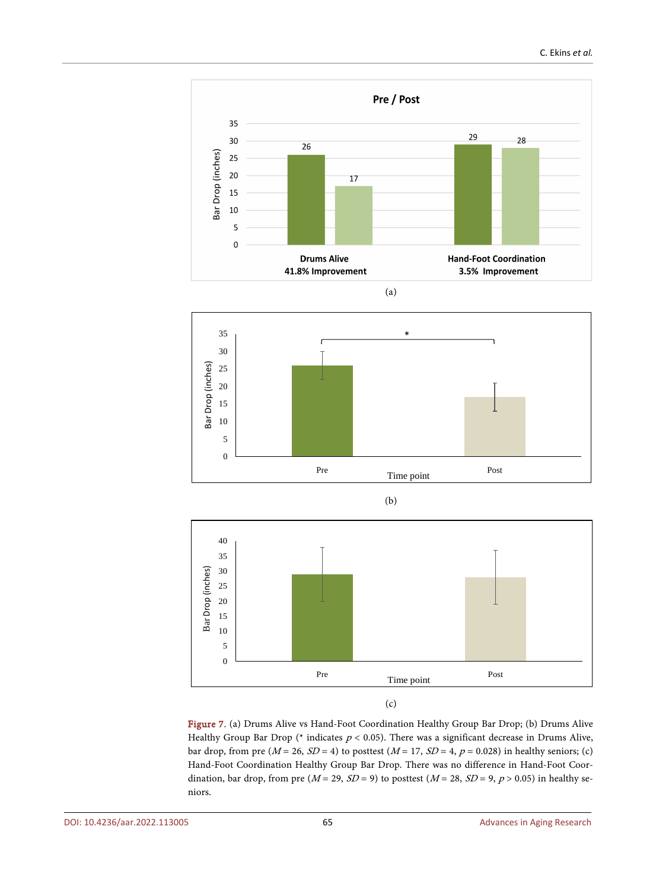Pre / Post

Bar Drop (inches)

35
30
25
20
15
10
5
0

26
17
29
28

Drums Alive
41.8% Improvement

Hand-Foot Coordination
3.5% Improvement

(a)

Bar Drop (inches)

35
30
25
20
15
10
5
0

*

Pre
Time point
Post

(b)

Bar Drop (inches)

40
35
30
25
20
15
10
5
0

Pre
Time point
Post

(c)

**Figure 7.** (a) Drums Alive vs Hand-Foot Coordination Healthy Group Bar Drop; (b) Drums Alive Healthy Group Bar Drop (* indicates $p < 0.05$). There was a significant decrease in Drums Alive, bar drop, from pre ($M = 26$, $SD = 4$) to posttest ($M = 17$, $SD = 4$, $p = 0.028$) in healthy seniors; (c) Hand-Foot Coordination Healthy Group Bar Drop. There was no difference in Hand-Foot Coordination, bar drop, from pre ($M = 29$, $SD = 9$) to posttest ($M = 28$, $SD = 9$, $p > 0.05$) in healthy seniors.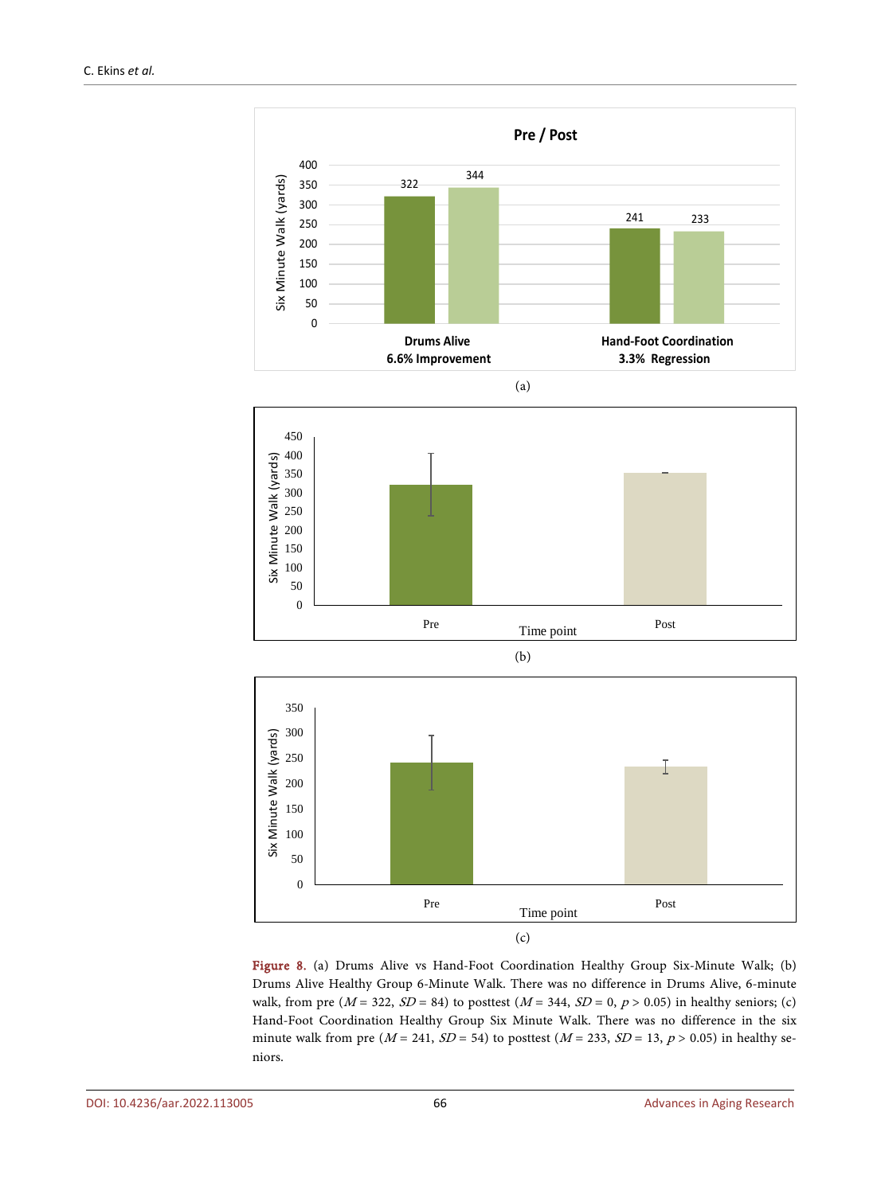Pre / Post

Six Minute Walk (yards)

400
350
300
250
200
150
100
50
0

322
344
241
233

Drums Alive
6.6% Improvement

Hand-Foot Coordination
3.3% Regression

(a)

Six Minute Walk (yards)

450
400
350
300
250
200
150
100
50
0

Pre
Time point
Post

(b)

Six Minute Walk (yards)

350
300
250
200
150
100
50
0

Pre
Time point
Post

(c)

**Figure 8.** (a) Drums Alive vs Hand-Foot Coordination Healthy Group Six-Minute Walk; (b) Drums Alive Healthy Group 6-Minute Walk. There was no difference in Drums Alive, 6-minute walk, from pre ($M = 322$, $SD = 84$) to posttest ($M = 344$, $SD = 0$, $p > 0.05$) in healthy seniors; (c) Hand-Foot Coordination Healthy Group Six Minute Walk. There was no difference in the six minute walk from pre ($M = 241$, $SD = 54$) to posttest ($M = 233$, $SD = 13$, $p > 0.05$) in healthy seniors.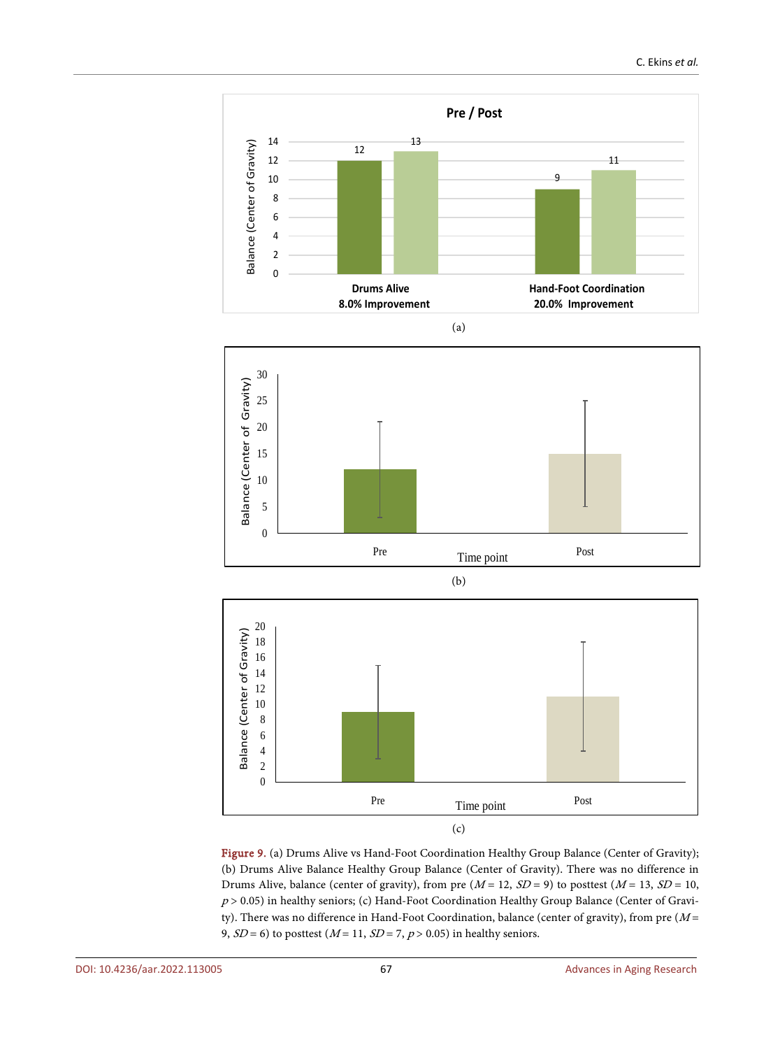Pre / Post

Balance (Center of Gravity)

14
12
10
8
6
4
2
0

12
13
9
11

Drums Alive
8.0% Improvement

Hand-Foot Coordination
20.0% Improvement

(a)

Balance (Center of Gravity)

30
25
20
15
10
5
0

Pre
Time point
Post

(b)

Balance (Center of Gravity)

20
18
16
14
12
10
8
6
4
2
0

Pre
Time point
Post

(c)

Figure 9. (a) Drums Alive vs Hand-Foot Coordination Healthy Group Balance (Center of Gravity); (b) Drums Alive Balance Healthy Group Balance (Center of Gravity). There was no difference in Drums Alive, balance (center of gravity), from pre ($M = 12$, $SD = 9$) to posttest ($M = 13$, $SD = 10$, $p > 0.05$) in healthy seniors; (c) Hand-Foot Coordination Healthy Group Balance (Center of Gravity). There was no difference in Hand-Foot Coordination, balance (center of gravity), from pre ($M = 9$, $SD = 6$) to posttest ($M = 11$, $SD = 7$, $p > 0.05$) in healthy seniors.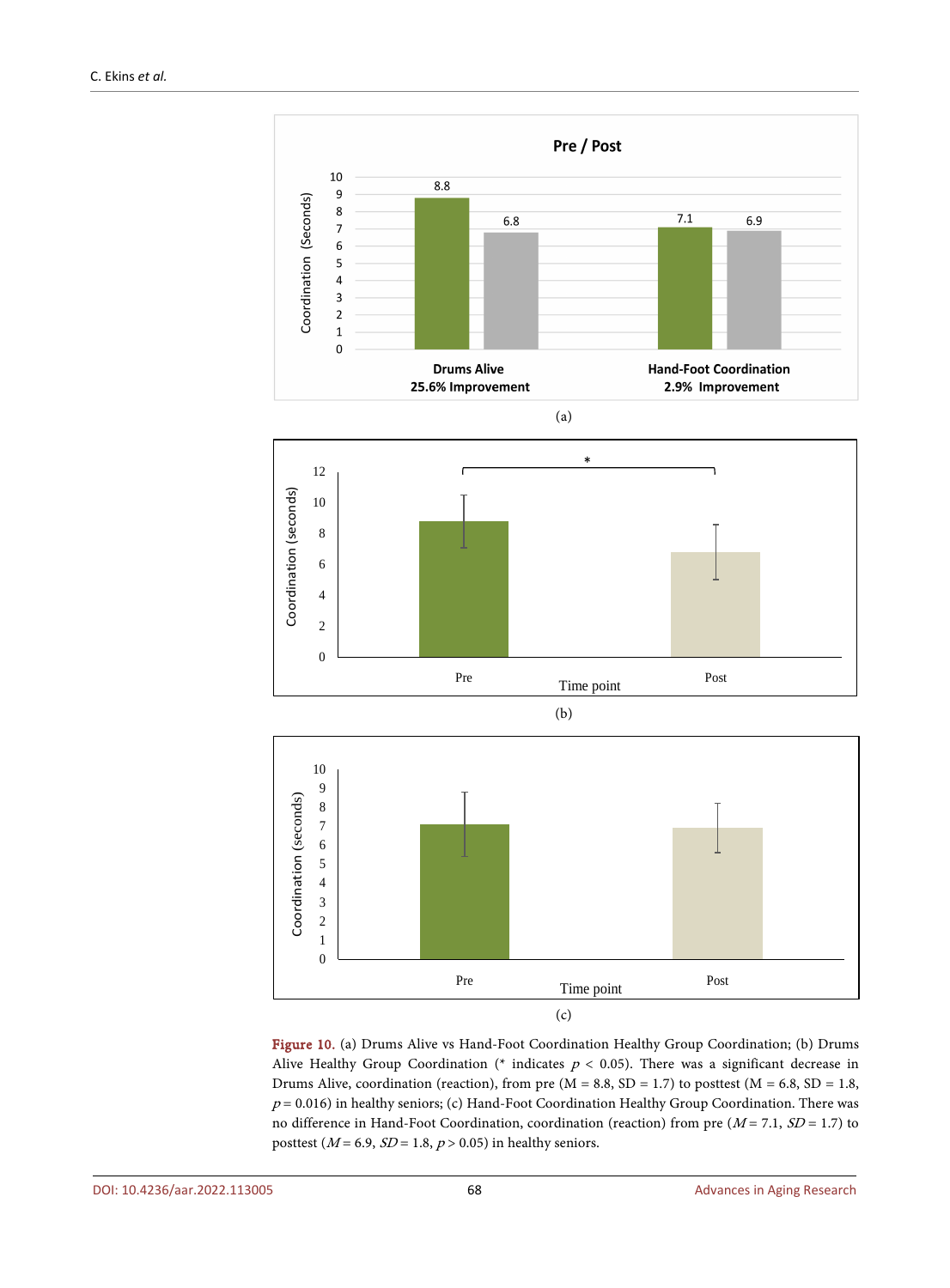Pre / Post

Coordination (Seconds)

10
9
8
7
6
5
4
3
2
1
0

8.8
6.8
7.1
6.9

Drums Alive
25.6% Improvement

Hand-Foot Coordination
2.9% Improvement

(a)

Coordination (seconds)

12
10
8
6
4
2
0

*

Pre
Time point
Post

(b)

Coordination (seconds)

10
9
8
7
6
5
4
3
2
1
0

Pre
Time point
Post

(c)

**Figure 10.** (a) Drums Alive vs Hand-Foot Coordination Healthy Group Coordination; (b) Drums Alive Healthy Group Coordination (* indicates $p < 0.05$). There was a significant decrease in Drums Alive, coordination (reaction), from pre (M = 8.8, SD = 1.7) to posttest (M = 6.8, SD = 1.8, $p = 0.016$) in healthy seniors; (c) Hand-Foot Coordination Healthy Group Coordination. There was no difference in Hand-Foot Coordination, coordination (reaction) from pre ($M = 7.1$, $SD = 1.7$) to posttest ($M = 6.9$, $SD = 1.8$, $p > 0.05$) in healthy seniors.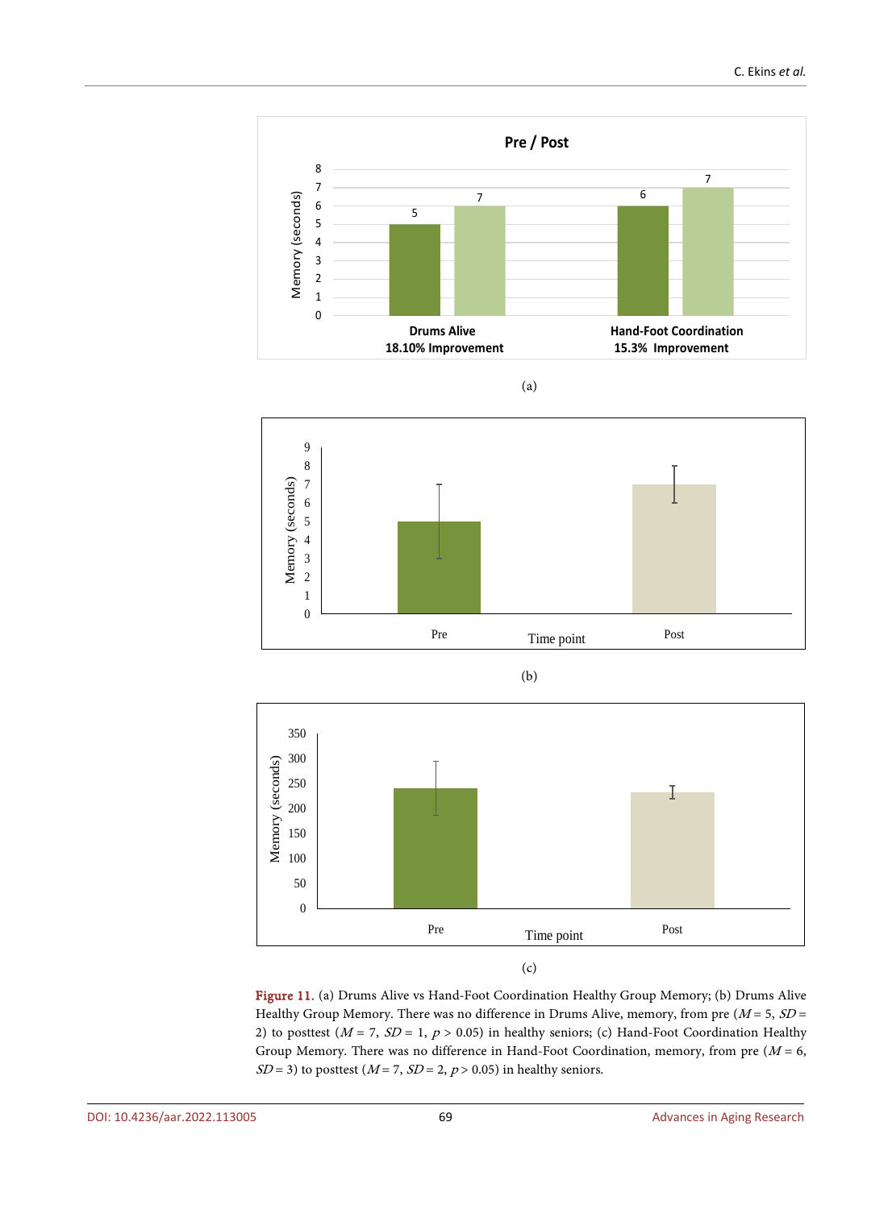Pre / Post

Memory (seconds)

8
7
6
5
4
3
2
1
0

5
7
6
7

Drums Alive
18.10% Improvement

Hand-Foot Coordination
15.3% Improvement

(a)

Memory (seconds)

9
8
7
6
5
4
3
2
1
0

Pre
Time point
Post

(b)

Memory (seconds)

350
300
250
200
150
100
50
0

Pre
Time point
Post

(c)

**Figure 11.** (a) Drums Alive vs Hand-Foot Coordination Healthy Group Memory; (b) Drums Alive Healthy Group Memory. There was no difference in Drums Alive, memory, from pre ($M = 5$, $SD = 2$) to posttest ($M = 7$, $SD = 1$, $p > 0.05$) in healthy seniors; (c) Hand-Foot Coordination Healthy Group Memory. There was no difference in Hand-Foot Coordination, memory, from pre ($M = 6$, $SD = 3$) to posttest ($M = 7$, $SD = 2$, $p > 0.05$) in healthy seniors.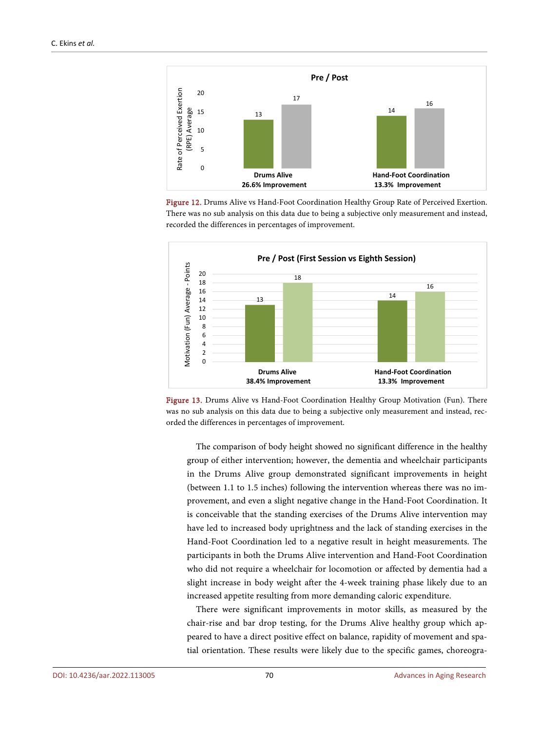**Figure 12.** Drums Alive vs Hand-Foot Coordination Healthy Group Rate of Perceived Exertion. There was no sub analysis on this data due to being a subjective only measurement and instead, recorded the differences in percentages of improvement.

**Figure 13.** Drums Alive vs Hand-Foot Coordination Healthy Group Motivation (Fun). There was no sub analysis on this data due to being a subjective only measurement and instead, recorded the differences in percentages of improvement.

The comparison of body height showed no significant difference in the healthy group of either intervention; however, the dementia and wheelchair participants in the Drums Alive group demonstrated significant improvements in height (between 1.1 to 1.5 inches) following the intervention whereas there was no improvement, and even a slight negative change in the Hand-Foot Coordination. It is conceivable that the standing exercises of the Drums Alive intervention may have led to increased body uprightness and the lack of standing exercises in the Hand-Foot Coordination led to a negative result in height measurements. The participants in both the Drums Alive intervention and Hand-Foot Coordination who did not require a wheelchair for locomotion or affected by dementia had a slight increase in body weight after the 4-week training phase likely due to an increased appetite resulting from more demanding caloric expenditure.

There were significant improvements in motor skills, as measured by the chair-rise and bar drop testing, for the Drums Alive healthy group which appeared to have a direct positive effect on balance, rapidity of movement and spatial orientation. These results were likely due to the specific games, choreogra-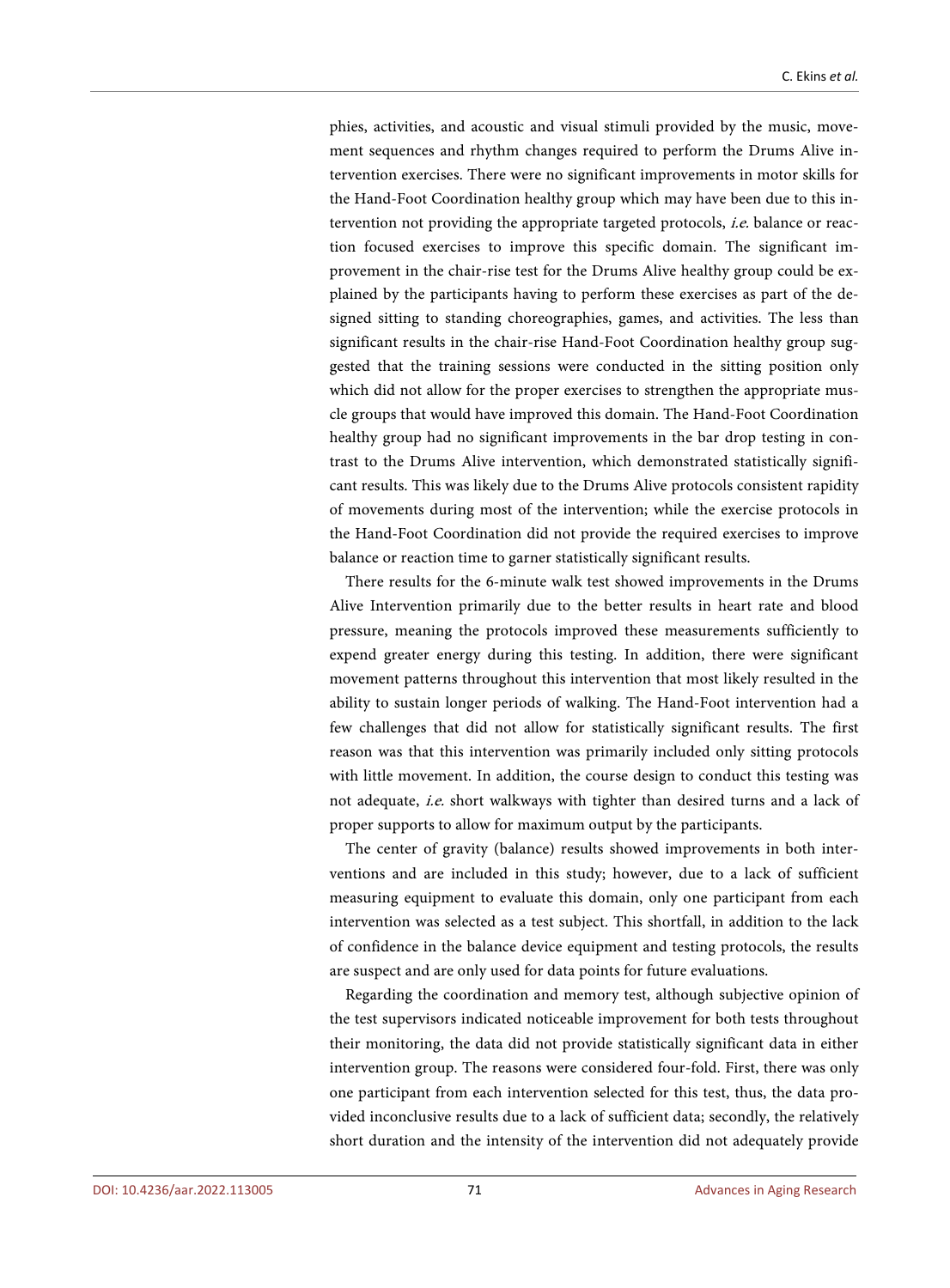phies, activities, and acoustic and visual stimuli provided by the music, movement sequences and rhythm changes required to perform the Drums Alive intervention exercises. There were no significant improvements in motor skills for the Hand-Foot Coordination healthy group which may have been due to this intervention not providing the appropriate targeted protocols, *i.e.* balance or reaction focused exercises to improve this specific domain. The significant improvement in the chair-rise test for the Drums Alive healthy group could be explained by the participants having to perform these exercises as part of the designed sitting to standing choreographies, games, and activities. The less than significant results in the chair-rise Hand-Foot Coordination healthy group suggested that the training sessions were conducted in the sitting position only which did not allow for the proper exercises to strengthen the appropriate muscle groups that would have improved this domain. The Hand-Foot Coordination healthy group had no significant improvements in the bar drop testing in contrast to the Drums Alive intervention, which demonstrated statistically significant results. This was likely due to the Drums Alive protocols consistent rapidity of movements during most of the intervention; while the exercise protocols in the Hand-Foot Coordination did not provide the required exercises to improve balance or reaction time to garner statistically significant results.

There results for the 6-minute walk test showed improvements in the Drums Alive Intervention primarily due to the better results in heart rate and blood pressure, meaning the protocols improved these measurements sufficiently to expend greater energy during this testing. In addition, there were significant movement patterns throughout this intervention that most likely resulted in the ability to sustain longer periods of walking. The Hand-Foot intervention had a few challenges that did not allow for statistically significant results. The first reason was that this intervention was primarily included only sitting protocols with little movement. In addition, the course design to conduct this testing was not adequate, *i.e.* short walkways with tighter than desired turns and a lack of proper supports to allow for maximum output by the participants.

The center of gravity (balance) results showed improvements in both interventions and are included in this study; however, due to a lack of sufficient measuring equipment to evaluate this domain, only one participant from each intervention was selected as a test subject. This shortfall, in addition to the lack of confidence in the balance device equipment and testing protocols, the results are suspect and are only used for data points for future evaluations.

Regarding the coordination and memory test, although subjective opinion of the test supervisors indicated noticeable improvement for both tests throughout their monitoring, the data did not provide statistically significant data in either intervention group. The reasons were considered four-fold. First, there was only one participant from each intervention selected for this test, thus, the data provided inconclusive results due to a lack of sufficient data; secondly, the relatively short duration and the intensity of the intervention did not adequately provide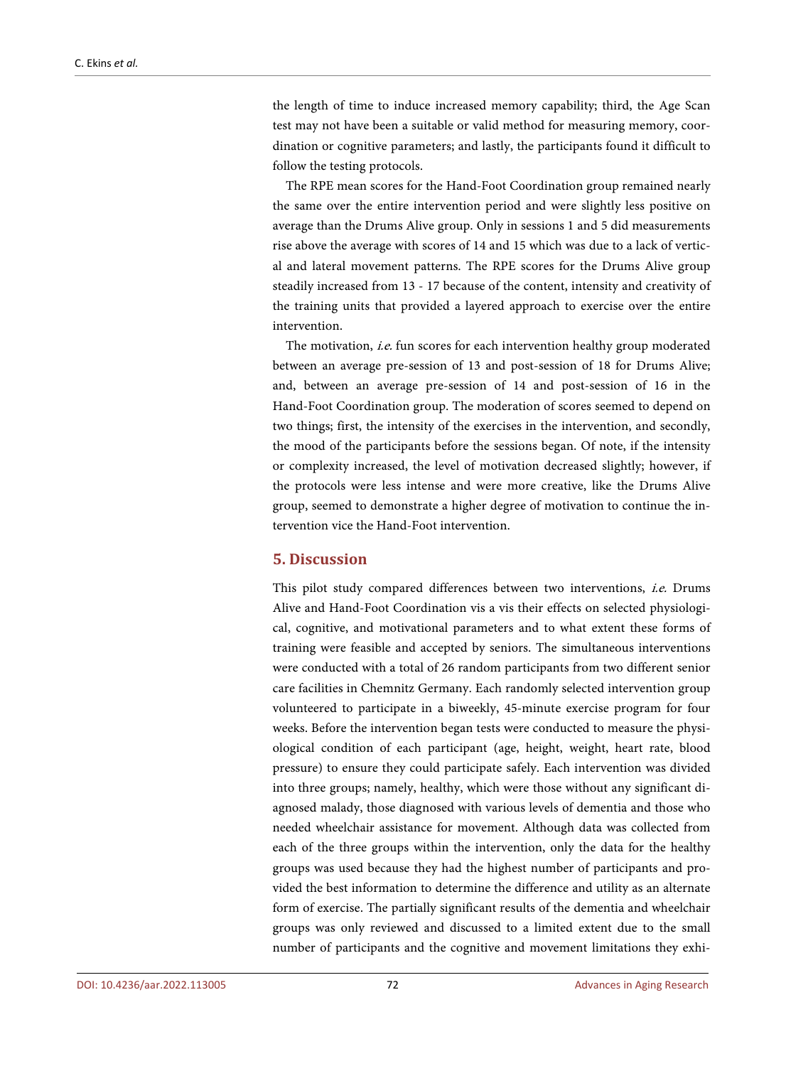the length of time to induce increased memory capability; third, the Age Scan test may not have been a suitable or valid method for measuring memory, coordination or cognitive parameters; and lastly, the participants found it difficult to follow the testing protocols.

The RPE mean scores for the Hand-Foot Coordination group remained nearly the same over the entire intervention period and were slightly less positive on average than the Drums Alive group. Only in sessions 1 and 5 did measurements rise above the average with scores of 14 and 15 which was due to a lack of vertical and lateral movement patterns. The RPE scores for the Drums Alive group steadily increased from 13 - 17 because of the content, intensity and creativity of the training units that provided a layered approach to exercise over the entire intervention.

The motivation, *i.e.* fun scores for each intervention healthy group moderated between an average pre-session of 13 and post-session of 18 for Drums Alive; and, between an average pre-session of 14 and post-session of 16 in the Hand-Foot Coordination group. The moderation of scores seemed to depend on two things; first, the intensity of the exercises in the intervention, and secondly, the mood of the participants before the sessions began. Of note, if the intensity or complexity increased, the level of motivation decreased slightly; however, if the protocols were less intense and were more creative, like the Drums Alive group, seemed to demonstrate a higher degree of motivation to continue the intervention vice the Hand-Foot intervention.

## 5. Discussion

This pilot study compared differences between two interventions, *i.e.* Drums Alive and Hand-Foot Coordination vis a vis their effects on selected physiological, cognitive, and motivational parameters and to what extent these forms of training were feasible and accepted by seniors. The simultaneous interventions were conducted with a total of 26 random participants from two different senior care facilities in Chemnitz Germany. Each randomly selected intervention group volunteered to participate in a biweekly, 45-minute exercise program for four weeks. Before the intervention began tests were conducted to measure the physiological condition of each participant (age, height, weight, heart rate, blood pressure) to ensure they could participate safely. Each intervention was divided into three groups; namely, healthy, which were those without any significant diagnosed malady, those diagnosed with various levels of dementia and those who needed wheelchair assistance for movement. Although data was collected from each of the three groups within the intervention, only the data for the healthy groups was used because they had the highest number of participants and provided the best information to determine the difference and utility as an alternate form of exercise. The partially significant results of the dementia and wheelchair groups was only reviewed and discussed to a limited extent due to the small number of participants and the cognitive and movement limitations they exhi-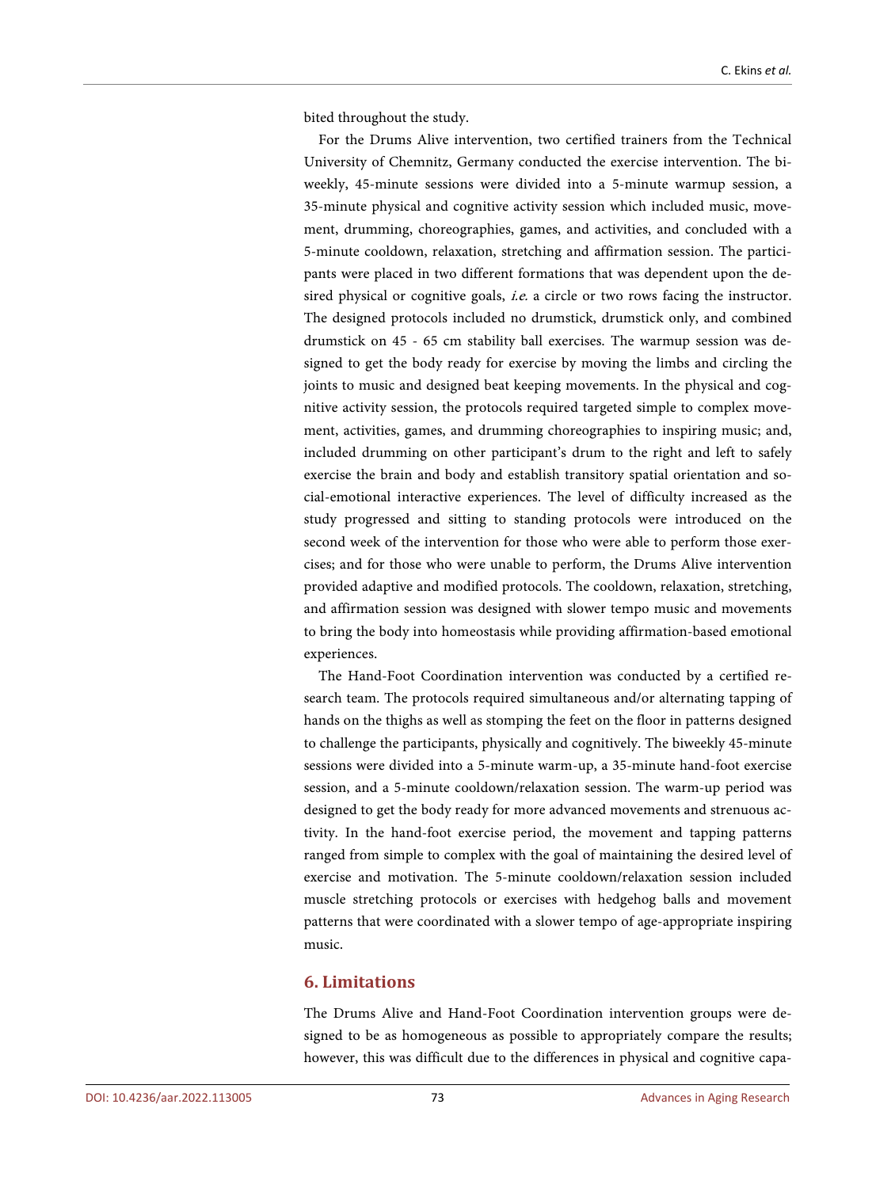bited throughout the study.

For the Drums Alive intervention, two certified trainers from the Technical University of Chemnitz, Germany conducted the exercise intervention. The biweekly, 45-minute sessions were divided into a 5-minute warmup session, a 35-minute physical and cognitive activity session which included music, movement, drumming, choreographies, games, and activities, and concluded with a 5-minute cooldown, relaxation, stretching and affirmation session. The participants were placed in two different formations that was dependent upon the desired physical or cognitive goals, *i.e.* a circle or two rows facing the instructor. The designed protocols included no drumstick, drumstick only, and combined drumstick on 45 - 65 cm stability ball exercises. The warmup session was designed to get the body ready for exercise by moving the limbs and circling the joints to music and designed beat keeping movements. In the physical and cognitive activity session, the protocols required targeted simple to complex movement, activities, games, and drumming choreographies to inspiring music; and, included drumming on other participant's drum to the right and left to safely exercise the brain and body and establish transitory spatial orientation and social-emotional interactive experiences. The level of difficulty increased as the study progressed and sitting to standing protocols were introduced on the second week of the intervention for those who were able to perform those exercises; and for those who were unable to perform, the Drums Alive intervention provided adaptive and modified protocols. The cooldown, relaxation, stretching, and affirmation session was designed with slower tempo music and movements to bring the body into homeostasis while providing affirmation-based emotional experiences.

The Hand-Foot Coordination intervention was conducted by a certified research team. The protocols required simultaneous and/or alternating tapping of hands on the thighs as well as stomping the feet on the floor in patterns designed to challenge the participants, physically and cognitively. The biweekly 45-minute sessions were divided into a 5-minute warm-up, a 35-minute hand-foot exercise session, and a 5-minute cooldown/relaxation session. The warm-up period was designed to get the body ready for more advanced movements and strenuous activity. In the hand-foot exercise period, the movement and tapping patterns ranged from simple to complex with the goal of maintaining the desired level of exercise and motivation. The 5-minute cooldown/relaxation session included muscle stretching protocols or exercises with hedgehog balls and movement patterns that were coordinated with a slower tempo of age-appropriate inspiring music.

## 6. Limitations

The Drums Alive and Hand-Foot Coordination intervention groups were designed to be as homogeneous as possible to appropriately compare the results; however, this was difficult due to the differences in physical and cognitive capa-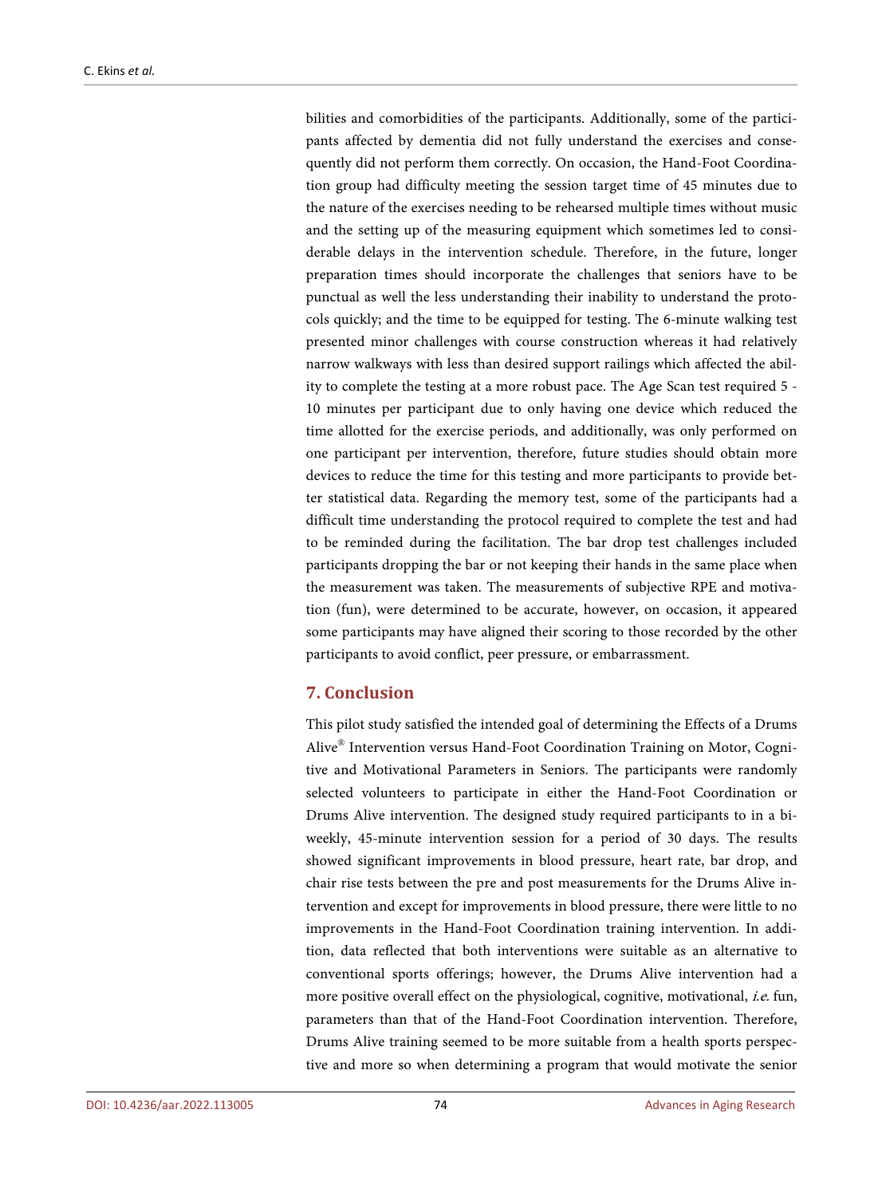bilities and comorbidities of the participants. Additionally, some of the participants affected by dementia did not fully understand the exercises and consequently did not perform them correctly. On occasion, the Hand-Foot Coordination group had difficulty meeting the session target time of 45 minutes due to the nature of the exercises needing to be rehearsed multiple times without music and the setting up of the measuring equipment which sometimes led to considerable delays in the intervention schedule. Therefore, in the future, longer preparation times should incorporate the challenges that seniors have to be punctual as well the less understanding their inability to understand the protocols quickly; and the time to be equipped for testing. The 6-minute walking test presented minor challenges with course construction whereas it had relatively narrow walkways with less than desired support railings which affected the ability to complete the testing at a more robust pace. The Age Scan test required 5 - 10 minutes per participant due to only having one device which reduced the time allotted for the exercise periods, and additionally, was only performed on one participant per intervention, therefore, future studies should obtain more devices to reduce the time for this testing and more participants to provide better statistical data. Regarding the memory test, some of the participants had a difficult time understanding the protocol required to complete the test and had to be reminded during the facilitation. The bar drop test challenges included participants dropping the bar or not keeping their hands in the same place when the measurement was taken. The measurements of subjective RPE and motivation (fun), were determined to be accurate, however, on occasion, it appeared some participants may have aligned their scoring to those recorded by the other participants to avoid conflict, peer pressure, or embarrassment.

## 7. Conclusion

This pilot study satisfied the intended goal of determining the Effects of a Drums Alive® Intervention versus Hand-Foot Coordination Training on Motor, Cognitive and Motivational Parameters in Seniors. The participants were randomly selected volunteers to participate in either the Hand-Foot Coordination or Drums Alive intervention. The designed study required participants to in a bi-weekly, 45-minute intervention session for a period of 30 days. The results showed significant improvements in blood pressure, heart rate, bar drop, and chair rise tests between the pre and post measurements for the Drums Alive intervention and except for improvements in blood pressure, there were little to no improvements in the Hand-Foot Coordination training intervention. In addition, data reflected that both interventions were suitable as an alternative to conventional sports offerings; however, the Drums Alive intervention had a more positive overall effect on the physiological, cognitive, motivational, *i.e.* fun, parameters than that of the Hand-Foot Coordination intervention. Therefore, Drums Alive training seemed to be more suitable from a health sports perspective and more so when determining a program that would motivate the senior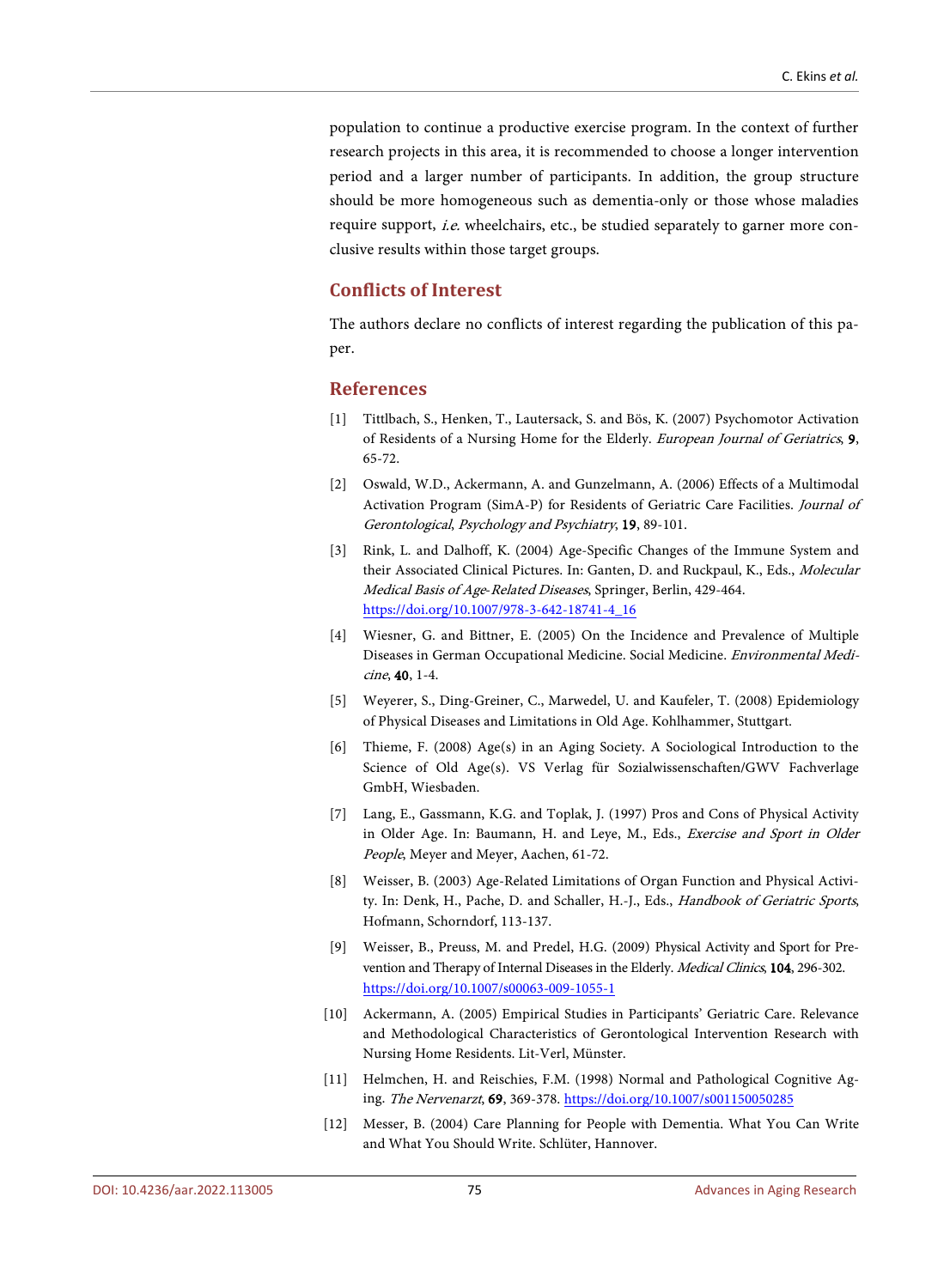population to continue a productive exercise program. In the context of further research projects in this area, it is recommended to choose a longer intervention period and a larger number of participants. In addition, the group structure should be more homogeneous such as dementia-only or those whose maladies require support, *i.e.* wheelchairs, etc., be studied separately to garner more conclusive results within those target groups.

## Conflicts of Interest

The authors declare no conflicts of interest regarding the publication of this paper.

## References

[1] Tittlbach, S., Henken, T., Lautersack, S. and Bös, K. (2007) Psychomotor Activation of Residents of a Nursing Home for the Elderly. *European Journal of Geriatrics*, **9**, 65-72.

[2] Oswald, W.D., Ackermann, A. and Gunzelmann, A. (2006) Effects of a Multimodal Activation Program (SimA-P) for Residents of Geriatric Care Facilities. *Journal of Gerontological*, *Psychology and Psychiatry*, **19**, 89-101.

[3] Rink, L. and Dalhoff, K. (2004) Age-Specific Changes of the Immune System and their Associated Clinical Pictures. In: Ganten, D. and Ruckpaul, K., Eds., *Molecular Medical Basis of Age-Related Diseases*, Springer, Berlin, 429-464. https://doi.org/10.1007/978-3-642-18741-4_16

[4] Wiesner, G. and Bittner, E. (2005) On the Incidence and Prevalence of Multiple Diseases in German Occupational Medicine. Social Medicine. *Environmental Medicine*, **40**, 1-4.

[5] Weyerer, S., Ding-Greiner, C., Marwedel, U. and Kaufeler, T. (2008) Epidemiology of Physical Diseases and Limitations in Old Age. Kohlhammer, Stuttgart.

[6] Thieme, F. (2008) Age(s) in an Aging Society. A Sociological Introduction to the Science of Old Age(s). VS Verlag für Sozialwissenschaften/GWV Fachverlage GmbH, Wiesbaden.

[7] Lang, E., Gassmann, K.G. and Toplak, J. (1997) Pros and Cons of Physical Activity in Older Age. In: Baumann, H. and Leye, M., Eds., *Exercise and Sport in Older People*, Meyer and Meyer, Aachen, 61-72.

[8] Weisser, B. (2003) Age-Related Limitations of Organ Function and Physical Activity. In: Denk, H., Pache, D. and Schaller, H.-J., Eds., *Handbook of Geriatric Sports*, Hofmann, Schorndorf, 113-137.

[9] Weisser, B., Preuss, M. and Predel, H.G. (2009) Physical Activity and Sport for Prevention and Therapy of Internal Diseases in the Elderly. *Medical Clinics*, **104**, 296-302. https://doi.org/10.1007/s00063-009-1055-1

[10] Ackermann, A. (2005) Empirical Studies in Participants' Geriatric Care. Relevance and Methodological Characteristics of Gerontological Intervention Research with Nursing Home Residents. Lit-Verl, Münster.

[11] Helmchen, H. and Reischies, F.M. (1998) Normal and Pathological Cognitive Aging. *The Nervenarzt*, **69**, 369-378. https://doi.org/10.1007/s001150050285

[12] Messer, B. (2004) Care Planning for People with Dementia. What You Can Write and What You Should Write. Schlüter, Hannover.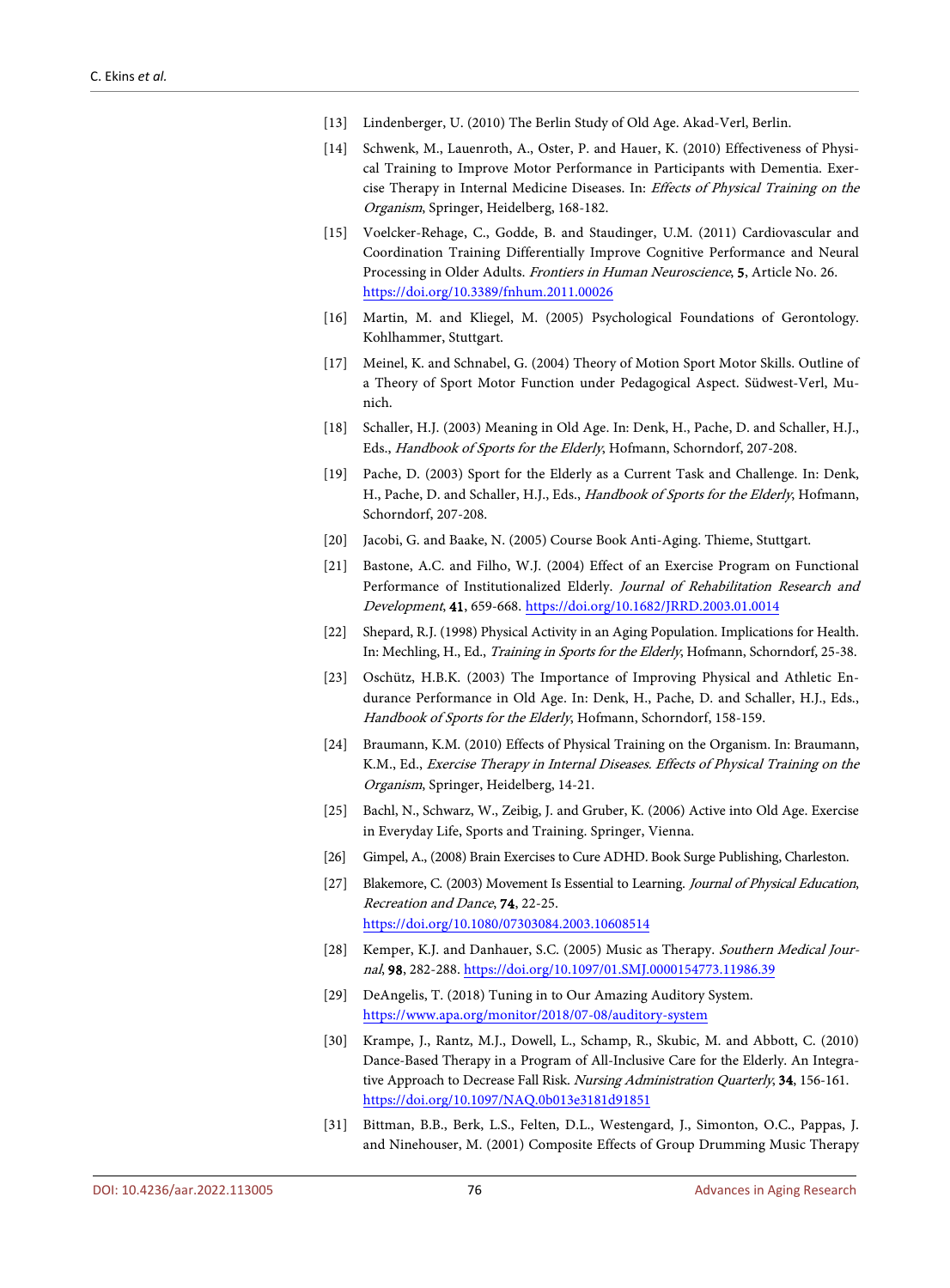[13] Lindenberger, U. (2010) The Berlin Study of Old Age. Akad-Verl, Berlin.

[14] Schwenk, M., Lauenroth, A., Oster, P. and Hauer, K. (2010) Effectiveness of Physical Training to Improve Motor Performance in Participants with Dementia. Exercise Therapy in Internal Medicine Diseases. In: *Effects of Physical Training on the Organism*, Springer, Heidelberg, 168-182.

[15] Voelcker-Rehage, C., Godde, B. and Staudinger, U.M. (2011) Cardiovascular and Coordination Training Differentially Improve Cognitive Performance and Neural Processing in Older Adults. *Frontiers in Human Neuroscience*, **5**, Article No. 26. https://doi.org/10.3389/fnhum.2011.00026

[16] Martin, M. and Kliegel, M. (2005) Psychological Foundations of Gerontology. Kohlhammer, Stuttgart.

[17] Meinel, K. and Schnabel, G. (2004) Theory of Motion Sport Motor Skills. Outline of a Theory of Sport Motor Function under Pedagogical Aspect. Südwest-Verl, Munich.

[18] Schaller, H.J. (2003) Meaning in Old Age. In: Denk, H., Pache, D. and Schaller, H.J., Eds., *Handbook of Sports for the Elderly*, Hofmann, Schorndorf, 207-208.

[19] Pache, D. (2003) Sport for the Elderly as a Current Task and Challenge. In: Denk, H., Pache, D. and Schaller, H.J., Eds., *Handbook of Sports for the Elderly*, Hofmann, Schorndorf, 207-208.

[20] Jacobi, G. and Baake, N. (2005) Course Book Anti-Aging. Thieme, Stuttgart.

[21] Bastone, A.C. and Filho, W.J. (2004) Effect of an Exercise Program on Functional Performance of Institutionalized Elderly. *Journal of Rehabilitation Research and Development*, **41**, 659-668. https://doi.org/10.1682/JRRD.2003.01.0014

[22] Shepard, R.J. (1998) Physical Activity in an Aging Population. Implications for Health. In: Mechling, H., Ed., *Training in Sports for the Elderly*, Hofmann, Schorndorf, 25-38.

[23] Oschütz, H.B.K. (2003) The Importance of Improving Physical and Athletic Endurance Performance in Old Age. In: Denk, H., Pache, D. and Schaller, H.J., Eds., *Handbook of Sports for the Elderly*, Hofmann, Schorndorf, 158-159.

[24] Braumann, K.M. (2010) Effects of Physical Training on the Organism. In: Braumann, K.M., Ed., *Exercise Therapy in Internal Diseases. Effects of Physical Training on the Organism*, Springer, Heidelberg, 14-21.

[25] Bachl, N., Schwarz, W., Zeibig, J. and Gruber, K. (2006) Active into Old Age. Exercise in Everyday Life, Sports and Training. Springer, Vienna.

[26] Gimpel, A., (2008) Brain Exercises to Cure ADHD. Book Surge Publishing, Charleston.

[27] Blakemore, C. (2003) Movement Is Essential to Learning. *Journal of Physical Education, Recreation and Dance*, **74**, 22-25. https://doi.org/10.1080/07303084.2003.10608514

[28] Kemper, K.J. and Danhauer, S.C. (2005) Music as Therapy. *Southern Medical Journal*, **98**, 282-288. https://doi.org/10.1097/01.SMJ.0000154773.11986.39

[29] DeAngelis, T. (2018) Tuning in to Our Amazing Auditory System. https://www.apa.org/monitor/2018/07-08/auditory-system

[30] Krampe, J., Rantz, M.J., Dowell, L., Schamp, R., Skubic, M. and Abbott, C. (2010) Dance-Based Therapy in a Program of All-Inclusive Care for the Elderly. An Integrative Approach to Decrease Fall Risk. *Nursing Administration Quarterly*, **34**, 156-161. https://doi.org/10.1097/NAQ.0b013e3181d91851

[31] Bittman, B.B., Berk, L.S., Felten, D.L., Westengard, J., Simonton, O.C., Pappas, J. and Ninehouser, M. (2001) Composite Effects of Group Drumming Music Therapy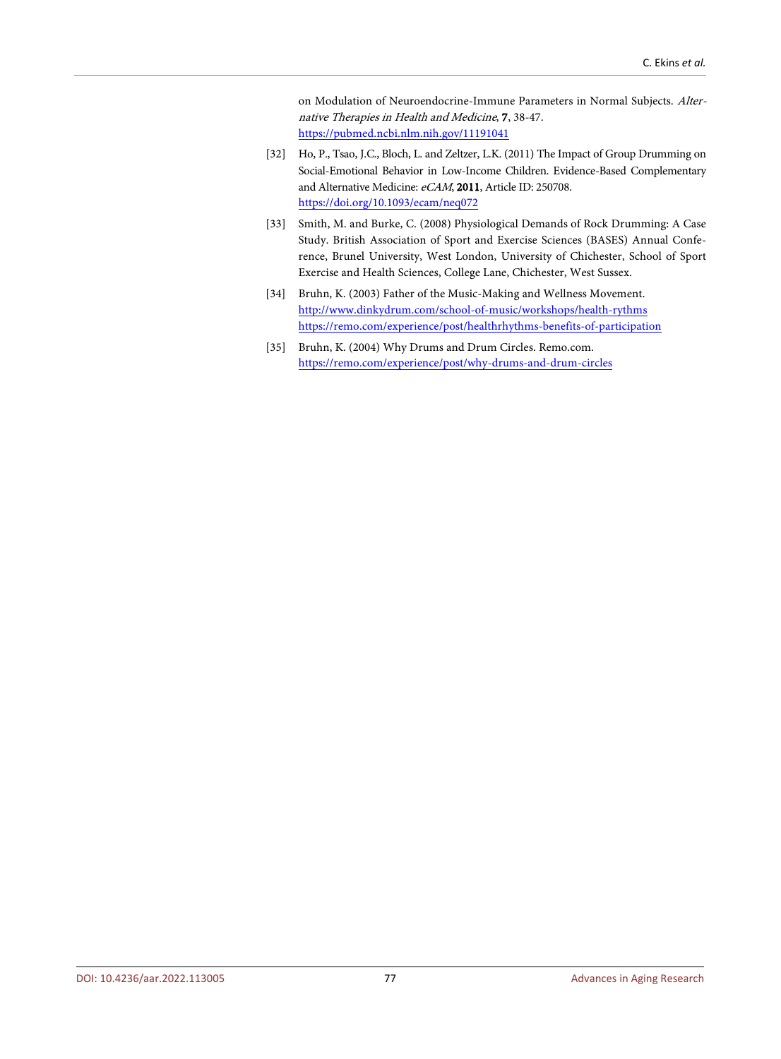on Modulation of Neuroendocrine-Immune Parameters in Normal Subjects. *Alternative Therapies in Health and Medicine*, **7**, 38-47.
https://pubmed.ncbi.nlm.nih.gov/11191041

[32] Ho, P., Tsao, J.C., Bloch, L. and Zeltzer, L.K. (2011) The Impact of Group Drumming on Social-Emotional Behavior in Low-Income Children. Evidence-Based Complementary and Alternative Medicine: *eCAM*, **2011**, Article ID: 250708.
https://doi.org/10.1093/ecam/neq072

[33] Smith, M. and Burke, C. (2008) Physiological Demands of Rock Drumming: A Case Study. British Association of Sport and Exercise Sciences (BASES) Annual Conference, Brunel University, West London, University of Chichester, School of Sport Exercise and Health Sciences, College Lane, Chichester, West Sussex.

[34] Bruhn, K. (2003) Father of the Music-Making and Wellness Movement.
http://www.dinkydrum.com/school-of-music/workshops/health-rythms
https://remo.com/experience/post/healthrhythms-benefits-of-participation

[35] Bruhn, K. (2004) Why Drums and Drum Circles. Remo.com.
https://remo.com/experience/post/why-drums-and-drum-circles